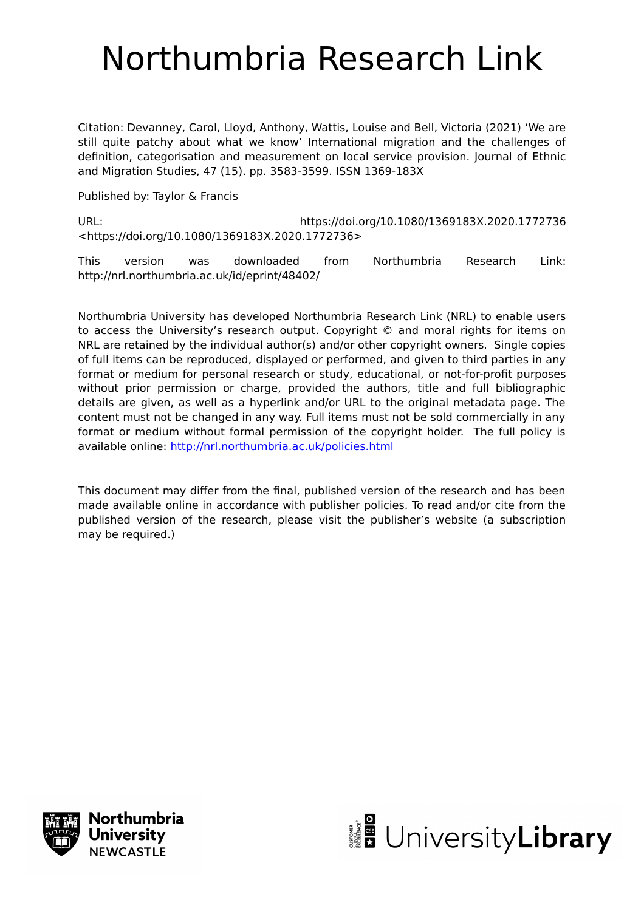# Northumbria Research Link

Citation: Devanney, Carol, Lloyd, Anthony, Wattis, Louise and Bell, Victoria (2021) 'We are still quite patchy about what we know' International migration and the challenges of definition, categorisation and measurement on local service provision. Journal of Ethnic and Migration Studies, 47 (15). pp. 3583-3599. ISSN 1369-183X

Published by: Taylor & Francis

URL: https://doi.org/10.1080/1369183X.2020.1772736 <https://doi.org/10.1080/1369183X.2020.1772736>

This version was downloaded from Northumbria Research Link: http://nrl.northumbria.ac.uk/id/eprint/48402/

Northumbria University has developed Northumbria Research Link (NRL) to enable users to access the University's research output. Copyright © and moral rights for items on NRL are retained by the individual author(s) and/or other copyright owners. Single copies of full items can be reproduced, displayed or performed, and given to third parties in any format or medium for personal research or study, educational, or not-for-profit purposes without prior permission or charge, provided the authors, title and full bibliographic details are given, as well as a hyperlink and/or URL to the original metadata page. The content must not be changed in any way. Full items must not be sold commercially in any format or medium without formal permission of the copyright holder. The full policy is available online: http://nrl.northumbria.ac.uk/policies.html

This document may differ from the final, published version of the research and has been made available online in accordance with publisher policies. To read and/or cite from the published version of the research, please visit the publisher's website (a subscription may be required.)

Northumbria University NEWCASTLE

UniversityLibrary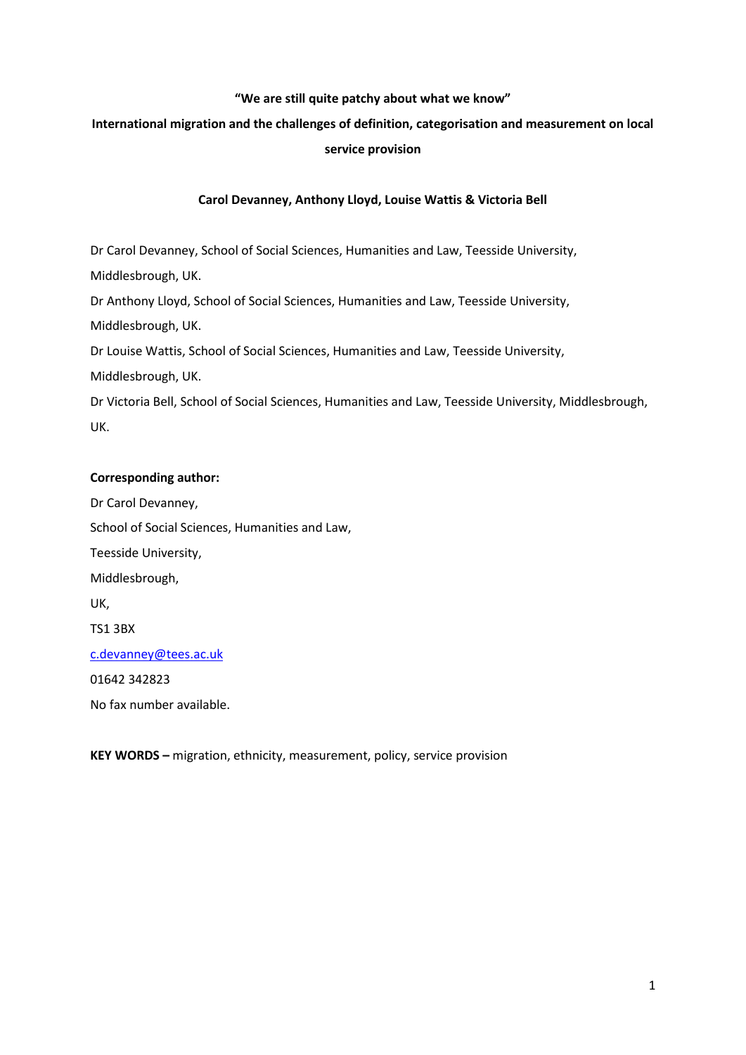**"We are still quite patchy about what we know"**

**International migration and the challenges of definition, categorisation and measurement on local service provision**

**Carol Devanney, Anthony Lloyd, Louise Wattis & Victoria Bell**

Dr Carol Devanney, School of Social Sciences, Humanities and Law, Teesside University, Middlesbrough, UK.

Dr Anthony Lloyd, School of Social Sciences, Humanities and Law, Teesside University, Middlesbrough, UK.

Dr Louise Wattis, School of Social Sciences, Humanities and Law, Teesside University, Middlesbrough, UK.

Dr Victoria Bell, School of Social Sciences, Humanities and Law, Teesside University, Middlesbrough, UK.

**Corresponding author:**

Dr Carol Devanney,
School of Social Sciences, Humanities and Law,
Teesside University,
Middlesbrough,
UK,
TS1 3BX
c.devanney@tees.ac.uk
01642 342823
No fax number available.

**KEY WORDS –** migration, ethnicity, measurement, policy, service provision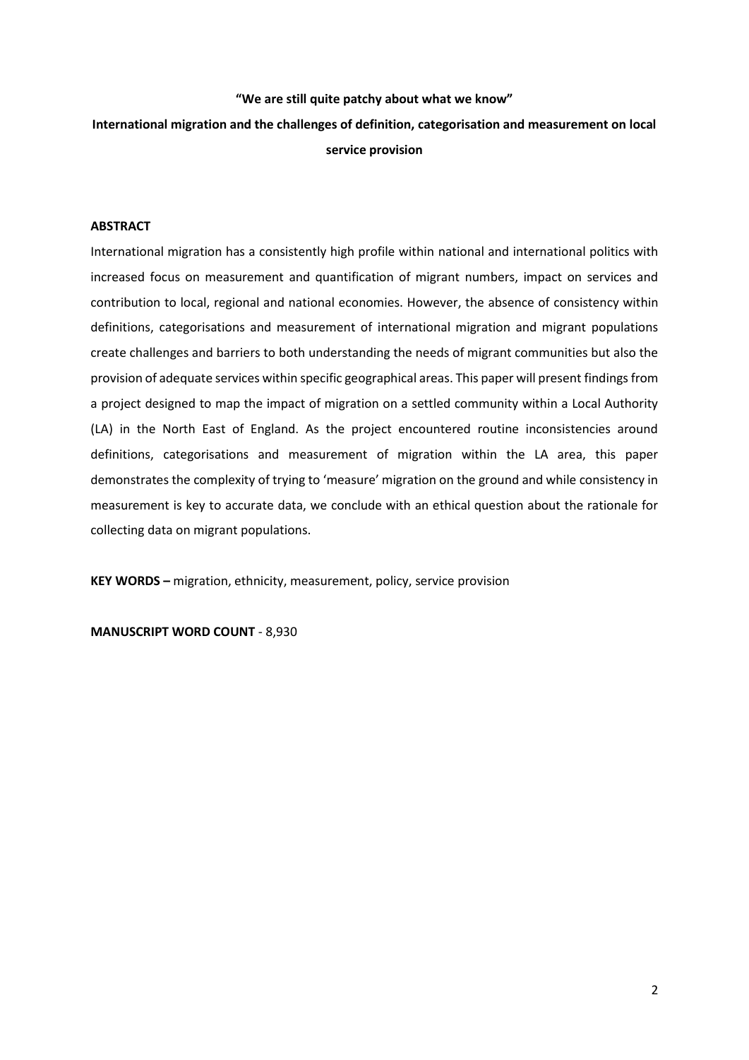**"We are still quite patchy about what we know"**

**International migration and the challenges of definition, categorisation and measurement on local service provision**

**ABSTRACT**

International migration has a consistently high profile within national and international politics with increased focus on measurement and quantification of migrant numbers, impact on services and contribution to local, regional and national economies. However, the absence of consistency within definitions, categorisations and measurement of international migration and migrant populations create challenges and barriers to both understanding the needs of migrant communities but also the provision of adequate services within specific geographical areas. This paper will present findings from a project designed to map the impact of migration on a settled community within a Local Authority (LA) in the North East of England. As the project encountered routine inconsistencies around definitions, categorisations and measurement of migration within the LA area, this paper demonstrates the complexity of trying to 'measure' migration on the ground and while consistency in measurement is key to accurate data, we conclude with an ethical question about the rationale for collecting data on migrant populations.

**KEY WORDS –** migration, ethnicity, measurement, policy, service provision

**MANUSCRIPT WORD COUNT** - 8,930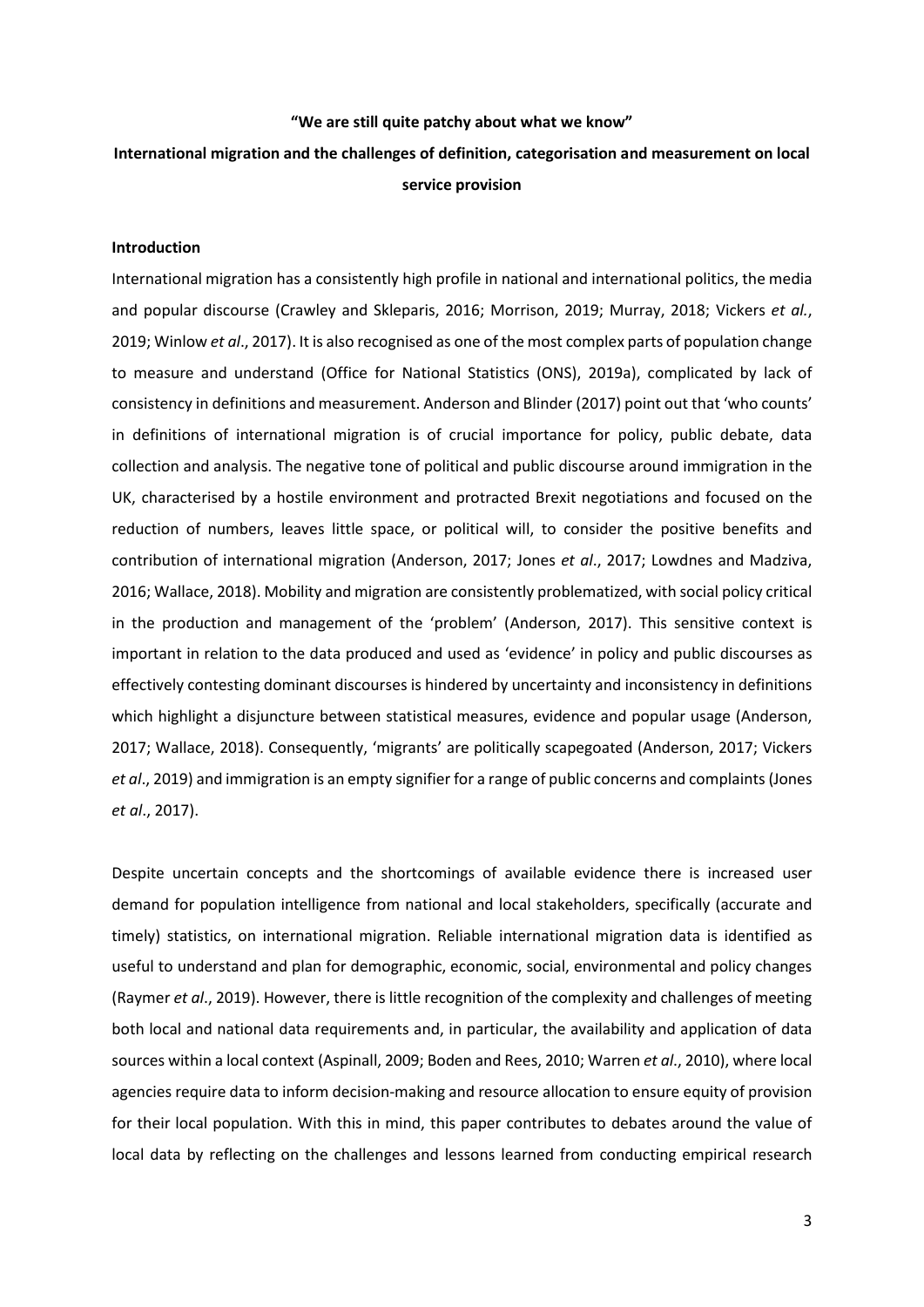**"We are still quite patchy about what we know"**

**International migration and the challenges of definition, categorisation and measurement on local service provision**

## Introduction

International migration has a consistently high profile in national and international politics, the media and popular discourse (Crawley and Skleparis, 2016; Morrison, 2019; Murray, 2018; Vickers *et al.*, 2019; Winlow *et al*., 2017). It is also recognised as one of the most complex parts of population change to measure and understand (Office for National Statistics (ONS), 2019a), complicated by lack of consistency in definitions and measurement. Anderson and Blinder (2017) point out that 'who counts' in definitions of international migration is of crucial importance for policy, public debate, data collection and analysis. The negative tone of political and public discourse around immigration in the UK, characterised by a hostile environment and protracted Brexit negotiations and focused on the reduction of numbers, leaves little space, or political will, to consider the positive benefits and contribution of international migration (Anderson, 2017; Jones *et al*., 2017; Lowdnes and Madziva, 2016; Wallace, 2018). Mobility and migration are consistently problematized, with social policy critical in the production and management of the 'problem' (Anderson, 2017). This sensitive context is important in relation to the data produced and used as 'evidence' in policy and public discourses as effectively contesting dominant discourses is hindered by uncertainty and inconsistency in definitions which highlight a disjuncture between statistical measures, evidence and popular usage (Anderson, 2017; Wallace, 2018). Consequently, 'migrants' are politically scapegoated (Anderson, 2017; Vickers *et al*., 2019) and immigration is an empty signifier for a range of public concerns and complaints (Jones *et al*., 2017).

Despite uncertain concepts and the shortcomings of available evidence there is increased user demand for population intelligence from national and local stakeholders, specifically (accurate and timely) statistics, on international migration. Reliable international migration data is identified as useful to understand and plan for demographic, economic, social, environmental and policy changes (Raymer *et al*., 2019). However, there is little recognition of the complexity and challenges of meeting both local and national data requirements and, in particular, the availability and application of data sources within a local context (Aspinall, 2009; Boden and Rees, 2010; Warren *et al*., 2010), where local agencies require data to inform decision-making and resource allocation to ensure equity of provision for their local population. With this in mind, this paper contributes to debates around the value of local data by reflecting on the challenges and lessons learned from conducting empirical research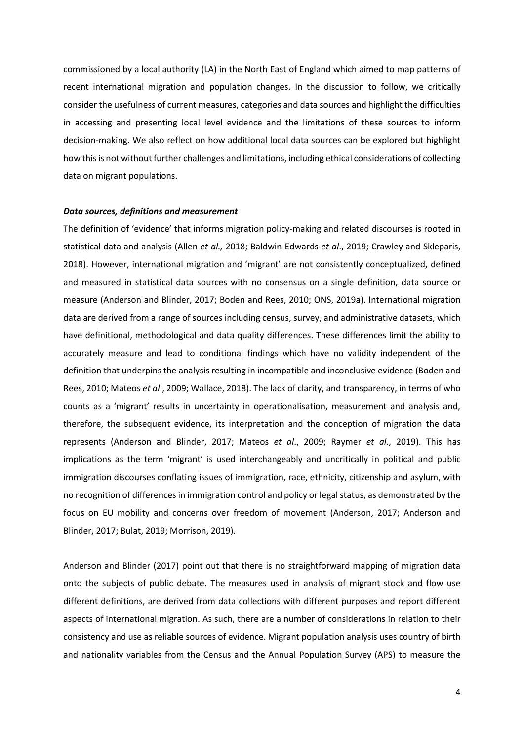commissioned by a local authority (LA) in the North East of England which aimed to map patterns of recent international migration and population changes. In the discussion to follow, we critically consider the usefulness of current measures, categories and data sources and highlight the difficulties in accessing and presenting local level evidence and the limitations of these sources to inform decision-making. We also reflect on how additional local data sources can be explored but highlight how this is not without further challenges and limitations, including ethical considerations of collecting data on migrant populations.

***Data sources, definitions and measurement***

The definition of 'evidence' that informs migration policy-making and related discourses is rooted in statistical data and analysis (Allen *et al.,* 2018; Baldwin-Edwards *et al*., 2019; Crawley and Skleparis, 2018). However, international migration and 'migrant' are not consistently conceptualized, defined and measured in statistical data sources with no consensus on a single definition, data source or measure (Anderson and Blinder, 2017; Boden and Rees, 2010; ONS, 2019a). International migration data are derived from a range of sources including census, survey, and administrative datasets, which have definitional, methodological and data quality differences. These differences limit the ability to accurately measure and lead to conditional findings which have no validity independent of the definition that underpins the analysis resulting in incompatible and inconclusive evidence (Boden and Rees, 2010; Mateos *et al*., 2009; Wallace, 2018). The lack of clarity, and transparency, in terms of who counts as a 'migrant' results in uncertainty in operationalisation, measurement and analysis and, therefore, the subsequent evidence, its interpretation and the conception of migration the data represents (Anderson and Blinder, 2017; Mateos *et al*., 2009; Raymer *et al*., 2019). This has implications as the term 'migrant' is used interchangeably and uncritically in political and public immigration discourses conflating issues of immigration, race, ethnicity, citizenship and asylum, with no recognition of differences in immigration control and policy or legal status, as demonstrated by the focus on EU mobility and concerns over freedom of movement (Anderson, 2017; Anderson and Blinder, 2017; Bulat, 2019; Morrison, 2019).

Anderson and Blinder (2017) point out that there is no straightforward mapping of migration data onto the subjects of public debate. The measures used in analysis of migrant stock and flow use different definitions, are derived from data collections with different purposes and report different aspects of international migration. As such, there are a number of considerations in relation to their consistency and use as reliable sources of evidence. Migrant population analysis uses country of birth and nationality variables from the Census and the Annual Population Survey (APS) to measure the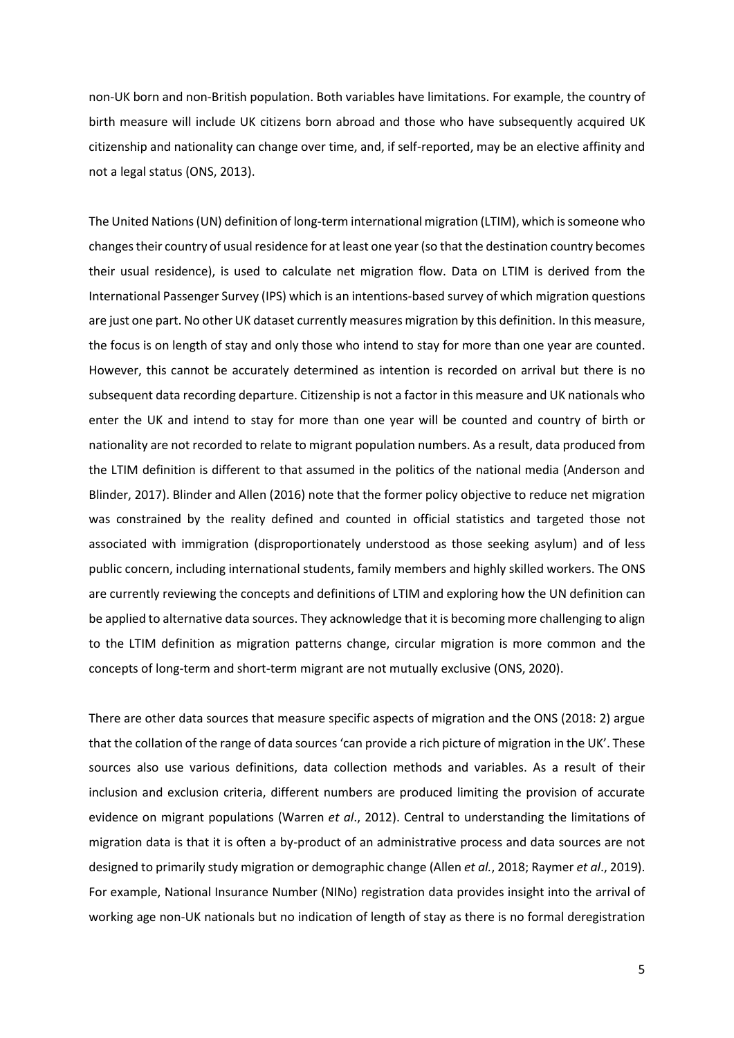non-UK born and non-British population. Both variables have limitations. For example, the country of birth measure will include UK citizens born abroad and those who have subsequently acquired UK citizenship and nationality can change over time, and, if self-reported, may be an elective affinity and not a legal status (ONS, 2013).

The United Nations (UN) definition of long-term international migration (LTIM), which is someone who changes their country of usual residence for at least one year (so that the destination country becomes their usual residence), is used to calculate net migration flow. Data on LTIM is derived from the International Passenger Survey (IPS) which is an intentions-based survey of which migration questions are just one part. No other UK dataset currently measures migration by this definition. In this measure, the focus is on length of stay and only those who intend to stay for more than one year are counted. However, this cannot be accurately determined as intention is recorded on arrival but there is no subsequent data recording departure. Citizenship is not a factor in this measure and UK nationals who enter the UK and intend to stay for more than one year will be counted and country of birth or nationality are not recorded to relate to migrant population numbers. As a result, data produced from the LTIM definition is different to that assumed in the politics of the national media (Anderson and Blinder, 2017). Blinder and Allen (2016) note that the former policy objective to reduce net migration was constrained by the reality defined and counted in official statistics and targeted those not associated with immigration (disproportionately understood as those seeking asylum) and of less public concern, including international students, family members and highly skilled workers. The ONS are currently reviewing the concepts and definitions of LTIM and exploring how the UN definition can be applied to alternative data sources. They acknowledge that it is becoming more challenging to align to the LTIM definition as migration patterns change, circular migration is more common and the concepts of long-term and short-term migrant are not mutually exclusive (ONS, 2020).

There are other data sources that measure specific aspects of migration and the ONS (2018: 2) argue that the collation of the range of data sources 'can provide a rich picture of migration in the UK'. These sources also use various definitions, data collection methods and variables. As a result of their inclusion and exclusion criteria, different numbers are produced limiting the provision of accurate evidence on migrant populations (Warren *et al*., 2012). Central to understanding the limitations of migration data is that it is often a by-product of an administrative process and data sources are not designed to primarily study migration or demographic change (Allen *et al.*, 2018; Raymer *et al*., 2019). For example, National Insurance Number (NINo) registration data provides insight into the arrival of working age non-UK nationals but no indication of length of stay as there is no formal deregistration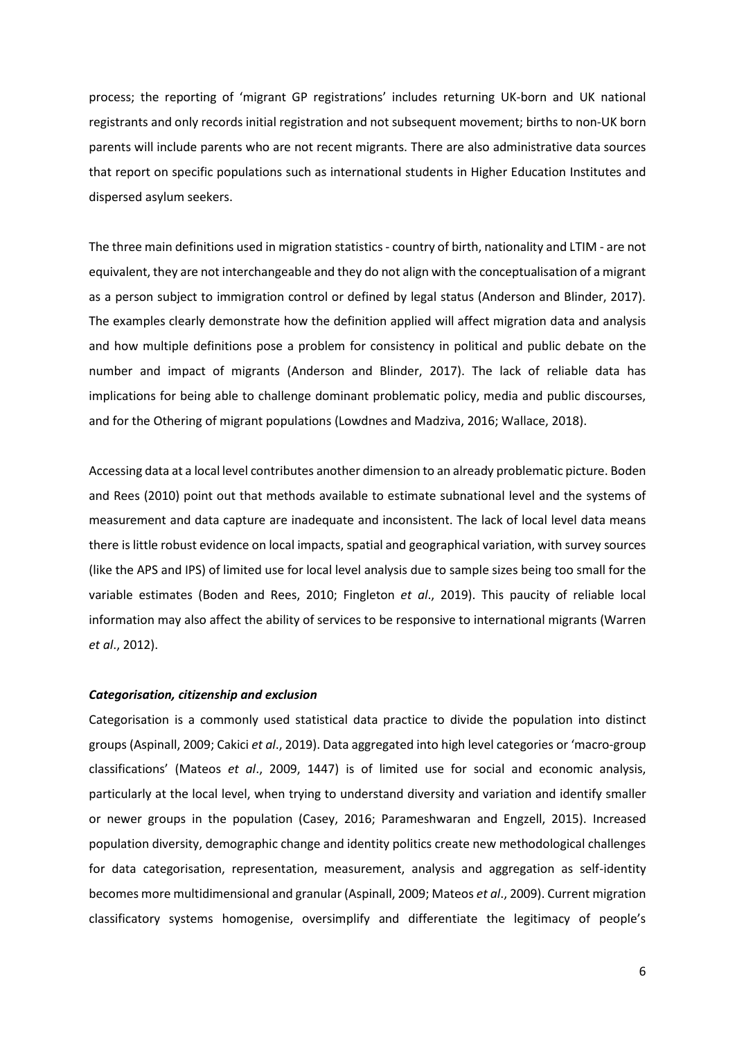process; the reporting of 'migrant GP registrations' includes returning UK-born and UK national registrants and only records initial registration and not subsequent movement; births to non-UK born parents will include parents who are not recent migrants. There are also administrative data sources that report on specific populations such as international students in Higher Education Institutes and dispersed asylum seekers.

The three main definitions used in migration statistics - country of birth, nationality and LTIM - are not equivalent, they are not interchangeable and they do not align with the conceptualisation of a migrant as a person subject to immigration control or defined by legal status (Anderson and Blinder, 2017). The examples clearly demonstrate how the definition applied will affect migration data and analysis and how multiple definitions pose a problem for consistency in political and public debate on the number and impact of migrants (Anderson and Blinder, 2017). The lack of reliable data has implications for being able to challenge dominant problematic policy, media and public discourses, and for the Othering of migrant populations (Lowdnes and Madziva, 2016; Wallace, 2018).

Accessing data at a local level contributes another dimension to an already problematic picture. Boden and Rees (2010) point out that methods available to estimate subnational level and the systems of measurement and data capture are inadequate and inconsistent. The lack of local level data means there is little robust evidence on local impacts, spatial and geographical variation, with survey sources (like the APS and IPS) of limited use for local level analysis due to sample sizes being too small for the variable estimates (Boden and Rees, 2010; Fingleton *et al*., 2019). This paucity of reliable local information may also affect the ability of services to be responsive to international migrants (Warren *et al*., 2012).

***Categorisation, citizenship and exclusion***

Categorisation is a commonly used statistical data practice to divide the population into distinct groups (Aspinall, 2009; Cakici *et al*., 2019). Data aggregated into high level categories or 'macro-group classifications' (Mateos *et al*., 2009, 1447) is of limited use for social and economic analysis, particularly at the local level, when trying to understand diversity and variation and identify smaller or newer groups in the population (Casey, 2016; Parameshwaran and Engzell, 2015). Increased population diversity, demographic change and identity politics create new methodological challenges for data categorisation, representation, measurement, analysis and aggregation as self-identity becomes more multidimensional and granular (Aspinall, 2009; Mateos *et al*., 2009). Current migration classificatory systems homogenise, oversimplify and differentiate the legitimacy of people's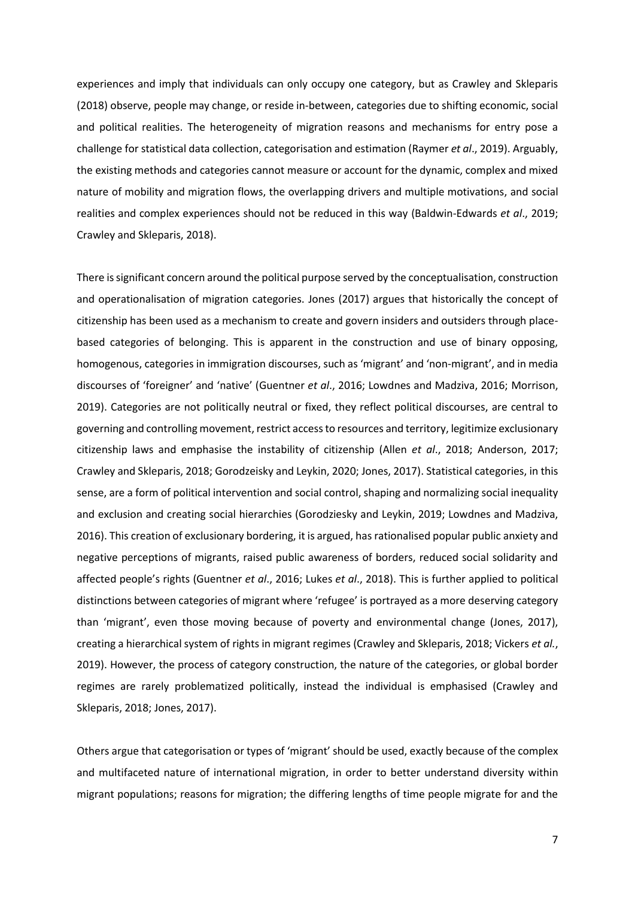experiences and imply that individuals can only occupy one category, but as Crawley and Skleparis (2018) observe, people may change, or reside in-between, categories due to shifting economic, social and political realities. The heterogeneity of migration reasons and mechanisms for entry pose a challenge for statistical data collection, categorisation and estimation (Raymer *et al*., 2019). Arguably, the existing methods and categories cannot measure or account for the dynamic, complex and mixed nature of mobility and migration flows, the overlapping drivers and multiple motivations, and social realities and complex experiences should not be reduced in this way (Baldwin-Edwards *et al*., 2019; Crawley and Skleparis, 2018).

There is significant concern around the political purpose served by the conceptualisation, construction and operationalisation of migration categories. Jones (2017) argues that historically the concept of citizenship has been used as a mechanism to create and govern insiders and outsiders through place-based categories of belonging. This is apparent in the construction and use of binary opposing, homogenous, categories in immigration discourses, such as 'migrant' and 'non-migrant', and in media discourses of 'foreigner' and 'native' (Guentner *et al*., 2016; Lowdnes and Madziva, 2016; Morrison, 2019). Categories are not politically neutral or fixed, they reflect political discourses, are central to governing and controlling movement, restrict access to resources and territory, legitimize exclusionary citizenship laws and emphasise the instability of citizenship (Allen *et al*., 2018; Anderson, 2017; Crawley and Skleparis, 2018; Gorodzeisky and Leykin, 2020; Jones, 2017). Statistical categories, in this sense, are a form of political intervention and social control, shaping and normalizing social inequality and exclusion and creating social hierarchies (Gorodziesky and Leykin, 2019; Lowdnes and Madziva, 2016). This creation of exclusionary bordering, it is argued, has rationalised popular public anxiety and negative perceptions of migrants, raised public awareness of borders, reduced social solidarity and affected people's rights (Guentner *et al*., 2016; Lukes *et al*., 2018). This is further applied to political distinctions between categories of migrant where 'refugee' is portrayed as a more deserving category than 'migrant', even those moving because of poverty and environmental change (Jones, 2017), creating a hierarchical system of rights in migrant regimes (Crawley and Skleparis, 2018; Vickers *et al.*, 2019). However, the process of category construction, the nature of the categories, or global border regimes are rarely problematized politically, instead the individual is emphasised (Crawley and Skleparis, 2018; Jones, 2017).

Others argue that categorisation or types of 'migrant' should be used, exactly because of the complex and multifaceted nature of international migration, in order to better understand diversity within migrant populations; reasons for migration; the differing lengths of time people migrate for and the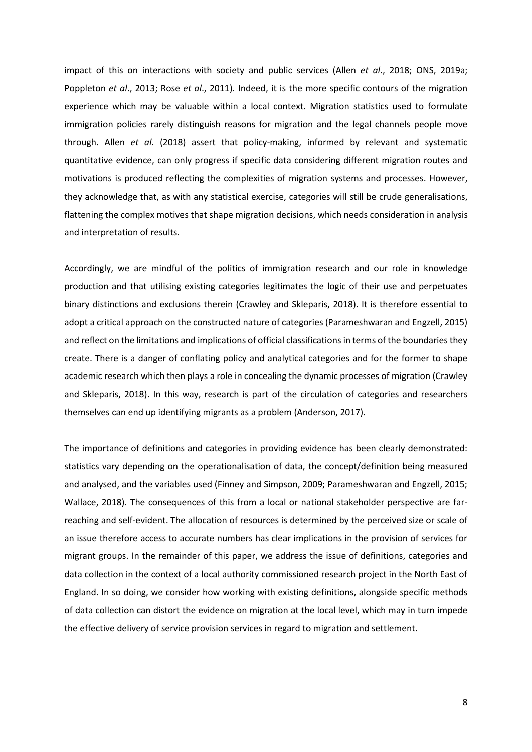impact of this on interactions with society and public services (Allen *et al*., 2018; ONS, 2019a; Poppleton *et al*., 2013; Rose *et al*., 2011). Indeed, it is the more specific contours of the migration experience which may be valuable within a local context. Migration statistics used to formulate immigration policies rarely distinguish reasons for migration and the legal channels people move through. Allen *et al.* (2018) assert that policy-making, informed by relevant and systematic quantitative evidence, can only progress if specific data considering different migration routes and motivations is produced reflecting the complexities of migration systems and processes. However, they acknowledge that, as with any statistical exercise, categories will still be crude generalisations, flattening the complex motives that shape migration decisions, which needs consideration in analysis and interpretation of results.

Accordingly, we are mindful of the politics of immigration research and our role in knowledge production and that utilising existing categories legitimates the logic of their use and perpetuates binary distinctions and exclusions therein (Crawley and Skleparis, 2018). It is therefore essential to adopt a critical approach on the constructed nature of categories (Parameshwaran and Engzell, 2015) and reflect on the limitations and implications of official classifications in terms of the boundaries they create. There is a danger of conflating policy and analytical categories and for the former to shape academic research which then plays a role in concealing the dynamic processes of migration (Crawley and Skleparis, 2018). In this way, research is part of the circulation of categories and researchers themselves can end up identifying migrants as a problem (Anderson, 2017).

The importance of definitions and categories in providing evidence has been clearly demonstrated: statistics vary depending on the operationalisation of data, the concept/definition being measured and analysed, and the variables used (Finney and Simpson, 2009; Parameshwaran and Engzell, 2015; Wallace, 2018). The consequences of this from a local or national stakeholder perspective are far-reaching and self-evident. The allocation of resources is determined by the perceived size or scale of an issue therefore access to accurate numbers has clear implications in the provision of services for migrant groups. In the remainder of this paper, we address the issue of definitions, categories and data collection in the context of a local authority commissioned research project in the North East of England. In so doing, we consider how working with existing definitions, alongside specific methods of data collection can distort the evidence on migration at the local level, which may in turn impede the effective delivery of service provision services in regard to migration and settlement.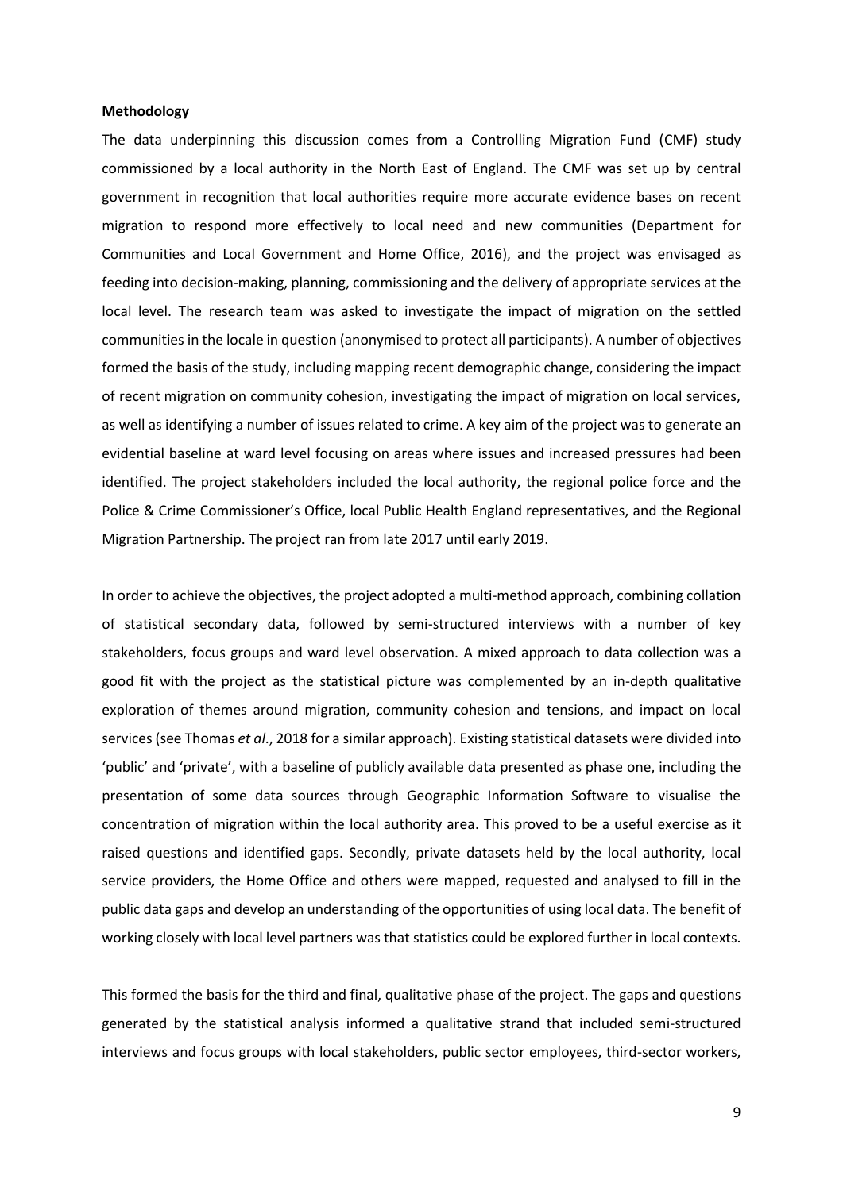**Methodology**

The data underpinning this discussion comes from a Controlling Migration Fund (CMF) study commissioned by a local authority in the North East of England. The CMF was set up by central government in recognition that local authorities require more accurate evidence bases on recent migration to respond more effectively to local need and new communities (Department for Communities and Local Government and Home Office, 2016), and the project was envisaged as feeding into decision-making, planning, commissioning and the delivery of appropriate services at the local level. The research team was asked to investigate the impact of migration on the settled communities in the locale in question (anonymised to protect all participants). A number of objectives formed the basis of the study, including mapping recent demographic change, considering the impact of recent migration on community cohesion, investigating the impact of migration on local services, as well as identifying a number of issues related to crime. A key aim of the project was to generate an evidential baseline at ward level focusing on areas where issues and increased pressures had been identified. The project stakeholders included the local authority, the regional police force and the Police & Crime Commissioner's Office, local Public Health England representatives, and the Regional Migration Partnership. The project ran from late 2017 until early 2019.

In order to achieve the objectives, the project adopted a multi-method approach, combining collation of statistical secondary data, followed by semi-structured interviews with a number of key stakeholders, focus groups and ward level observation. A mixed approach to data collection was a good fit with the project as the statistical picture was complemented by an in-depth qualitative exploration of themes around migration, community cohesion and tensions, and impact on local services (see Thomas *et al*., 2018 for a similar approach). Existing statistical datasets were divided into 'public' and 'private', with a baseline of publicly available data presented as phase one, including the presentation of some data sources through Geographic Information Software to visualise the concentration of migration within the local authority area. This proved to be a useful exercise as it raised questions and identified gaps. Secondly, private datasets held by the local authority, local service providers, the Home Office and others were mapped, requested and analysed to fill in the public data gaps and develop an understanding of the opportunities of using local data. The benefit of working closely with local level partners was that statistics could be explored further in local contexts.

This formed the basis for the third and final, qualitative phase of the project. The gaps and questions generated by the statistical analysis informed a qualitative strand that included semi-structured interviews and focus groups with local stakeholders, public sector employees, third-sector workers,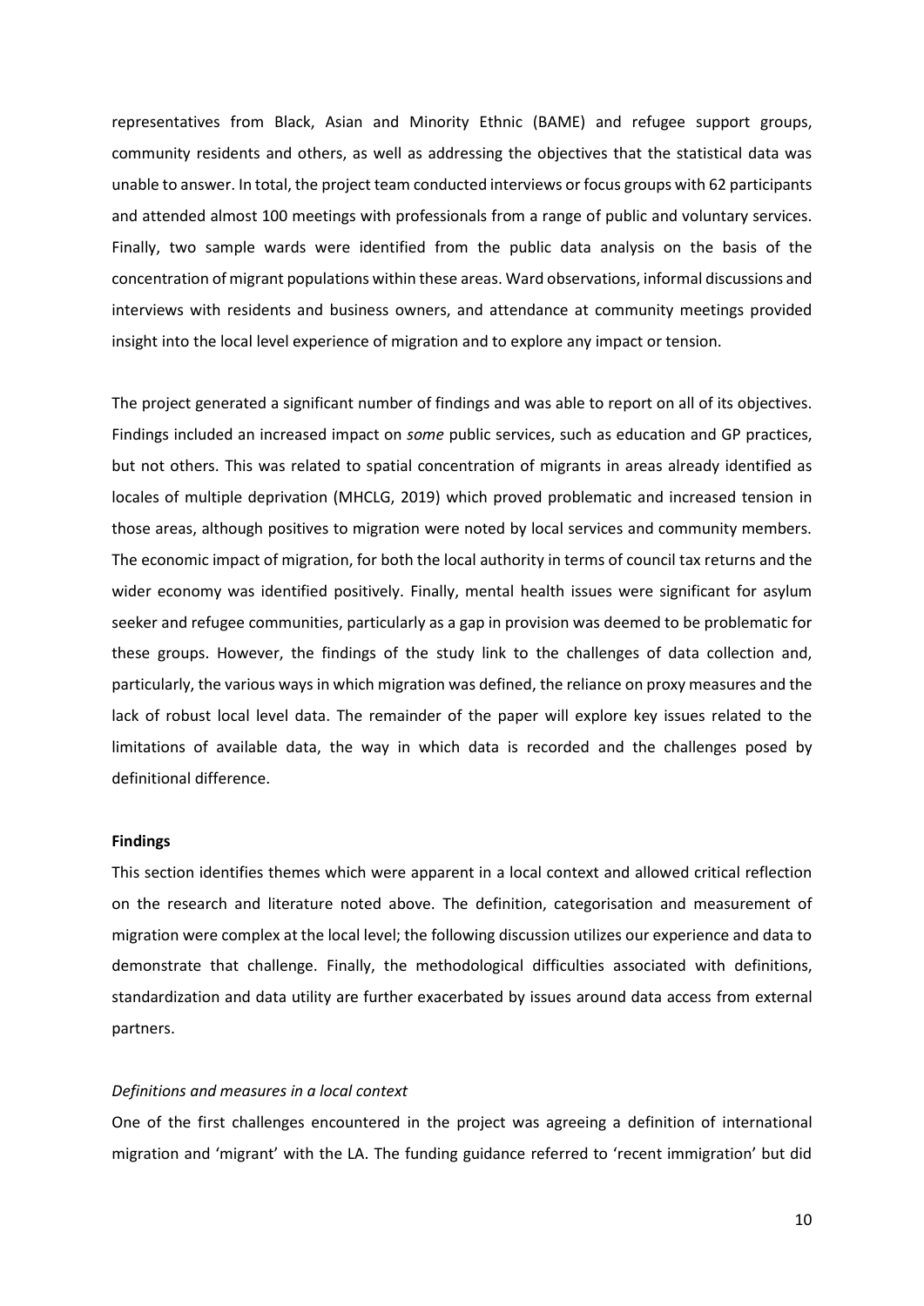representatives from Black, Asian and Minority Ethnic (BAME) and refugee support groups, community residents and others, as well as addressing the objectives that the statistical data was unable to answer. In total, the project team conducted interviews or focus groups with 62 participants and attended almost 100 meetings with professionals from a range of public and voluntary services. Finally, two sample wards were identified from the public data analysis on the basis of the concentration of migrant populations within these areas. Ward observations, informal discussions and interviews with residents and business owners, and attendance at community meetings provided insight into the local level experience of migration and to explore any impact or tension.

The project generated a significant number of findings and was able to report on all of its objectives. Findings included an increased impact on *some* public services, such as education and GP practices, but not others. This was related to spatial concentration of migrants in areas already identified as locales of multiple deprivation (MHCLG, 2019) which proved problematic and increased tension in those areas, although positives to migration were noted by local services and community members. The economic impact of migration, for both the local authority in terms of council tax returns and the wider economy was identified positively. Finally, mental health issues were significant for asylum seeker and refugee communities, particularly as a gap in provision was deemed to be problematic for these groups. However, the findings of the study link to the challenges of data collection and, particularly, the various ways in which migration was defined, the reliance on proxy measures and the lack of robust local level data. The remainder of the paper will explore key issues related to the limitations of available data, the way in which data is recorded and the challenges posed by definitional difference.

**Findings**

This section identifies themes which were apparent in a local context and allowed critical reflection on the research and literature noted above. The definition, categorisation and measurement of migration were complex at the local level; the following discussion utilizes our experience and data to demonstrate that challenge. Finally, the methodological difficulties associated with definitions, standardization and data utility are further exacerbated by issues around data access from external partners.

*Definitions and measures in a local context*

One of the first challenges encountered in the project was agreeing a definition of international migration and 'migrant' with the LA. The funding guidance referred to 'recent immigration' but did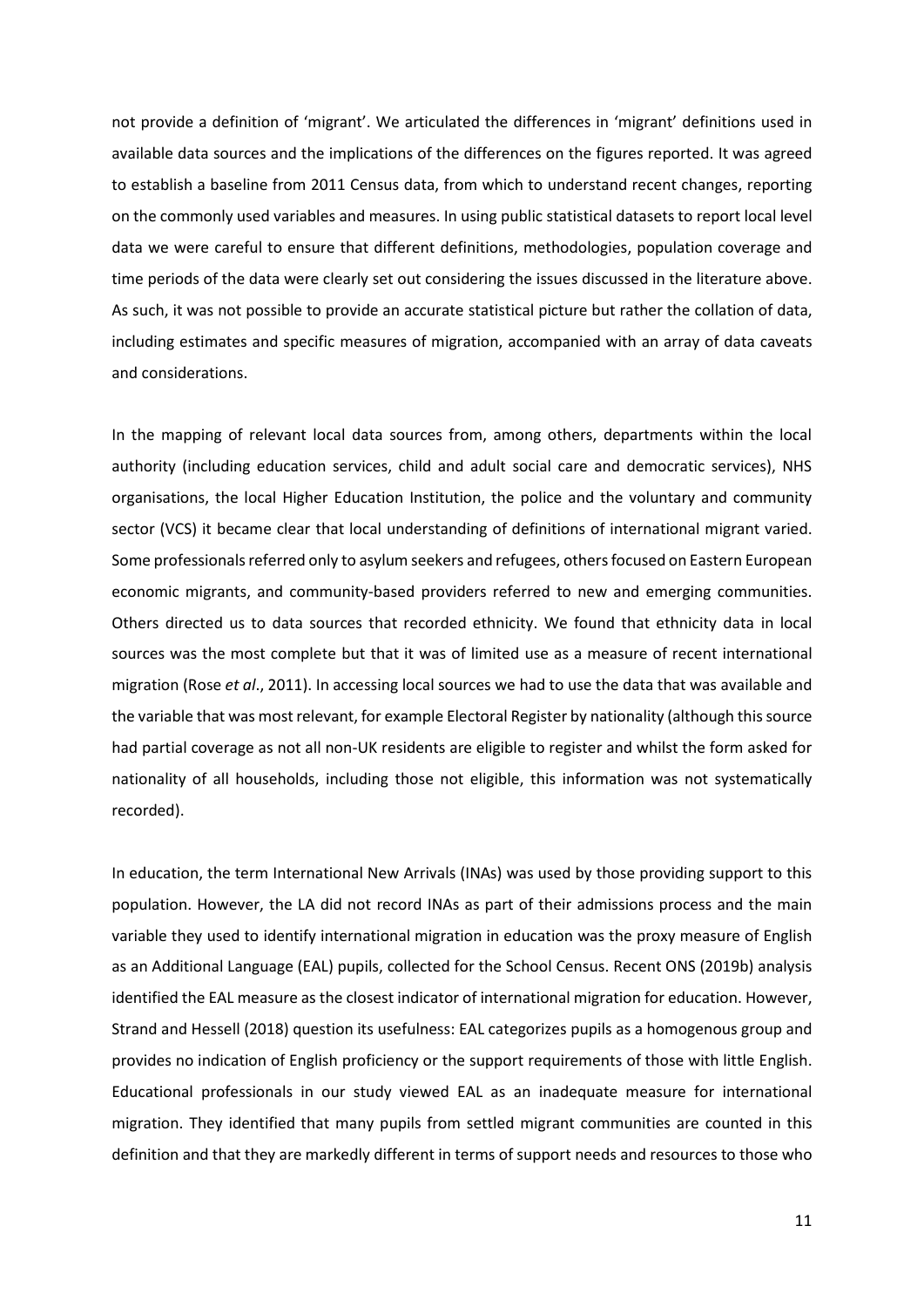not provide a definition of 'migrant'. We articulated the differences in 'migrant' definitions used in available data sources and the implications of the differences on the figures reported. It was agreed to establish a baseline from 2011 Census data, from which to understand recent changes, reporting on the commonly used variables and measures. In using public statistical datasets to report local level data we were careful to ensure that different definitions, methodologies, population coverage and time periods of the data were clearly set out considering the issues discussed in the literature above. As such, it was not possible to provide an accurate statistical picture but rather the collation of data, including estimates and specific measures of migration, accompanied with an array of data caveats and considerations.

In the mapping of relevant local data sources from, among others, departments within the local authority (including education services, child and adult social care and democratic services), NHS organisations, the local Higher Education Institution, the police and the voluntary and community sector (VCS) it became clear that local understanding of definitions of international migrant varied. Some professionals referred only to asylum seekers and refugees, others focused on Eastern European economic migrants, and community-based providers referred to new and emerging communities. Others directed us to data sources that recorded ethnicity. We found that ethnicity data in local sources was the most complete but that it was of limited use as a measure of recent international migration (Rose *et al*., 2011). In accessing local sources we had to use the data that was available and the variable that was most relevant, for example Electoral Register by nationality (although this source had partial coverage as not all non-UK residents are eligible to register and whilst the form asked for nationality of all households, including those not eligible, this information was not systematically recorded).

In education, the term International New Arrivals (INAs) was used by those providing support to this population. However, the LA did not record INAs as part of their admissions process and the main variable they used to identify international migration in education was the proxy measure of English as an Additional Language (EAL) pupils, collected for the School Census. Recent ONS (2019b) analysis identified the EAL measure as the closest indicator of international migration for education. However, Strand and Hessell (2018) question its usefulness: EAL categorizes pupils as a homogenous group and provides no indication of English proficiency or the support requirements of those with little English. Educational professionals in our study viewed EAL as an inadequate measure for international migration. They identified that many pupils from settled migrant communities are counted in this definition and that they are markedly different in terms of support needs and resources to those who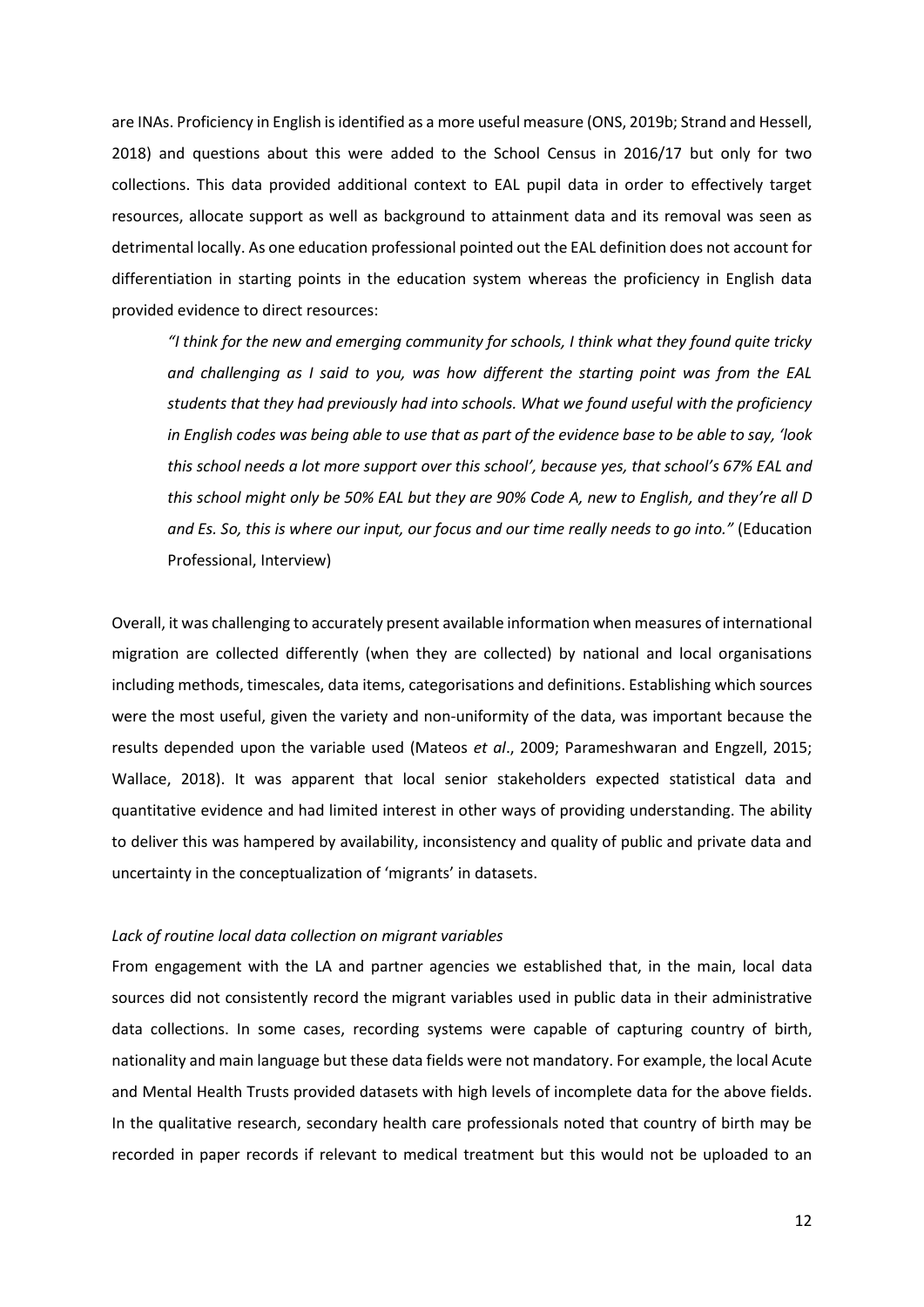are INAs. Proficiency in English is identified as a more useful measure (ONS, 2019b; Strand and Hessell, 2018) and questions about this were added to the School Census in 2016/17 but only for two collections. This data provided additional context to EAL pupil data in order to effectively target resources, allocate support as well as background to attainment data and its removal was seen as detrimental locally. As one education professional pointed out the EAL definition does not account for differentiation in starting points in the education system whereas the proficiency in English data provided evidence to direct resources:

> *"I think for the new and emerging community for schools, I think what they found quite tricky and challenging as I said to you, was how different the starting point was from the EAL students that they had previously had into schools. What we found useful with the proficiency in English codes was being able to use that as part of the evidence base to be able to say, 'look this school needs a lot more support over this school', because yes, that school's 67% EAL and this school might only be 50% EAL but they are 90% Code A, new to English, and they're all D and Es. So, this is where our input, our focus and our time really needs to go into."* (Education Professional, Interview)

Overall, it was challenging to accurately present available information when measures of international migration are collected differently (when they are collected) by national and local organisations including methods, timescales, data items, categorisations and definitions. Establishing which sources were the most useful, given the variety and non-uniformity of the data, was important because the results depended upon the variable used (Mateos *et al*., 2009; Parameshwaran and Engzell, 2015; Wallace, 2018). It was apparent that local senior stakeholders expected statistical data and quantitative evidence and had limited interest in other ways of providing understanding. The ability to deliver this was hampered by availability, inconsistency and quality of public and private data and uncertainty in the conceptualization of 'migrants' in datasets.

*Lack of routine local data collection on migrant variables*

From engagement with the LA and partner agencies we established that, in the main, local data sources did not consistently record the migrant variables used in public data in their administrative data collections. In some cases, recording systems were capable of capturing country of birth, nationality and main language but these data fields were not mandatory. For example, the local Acute and Mental Health Trusts provided datasets with high levels of incomplete data for the above fields. In the qualitative research, secondary health care professionals noted that country of birth may be recorded in paper records if relevant to medical treatment but this would not be uploaded to an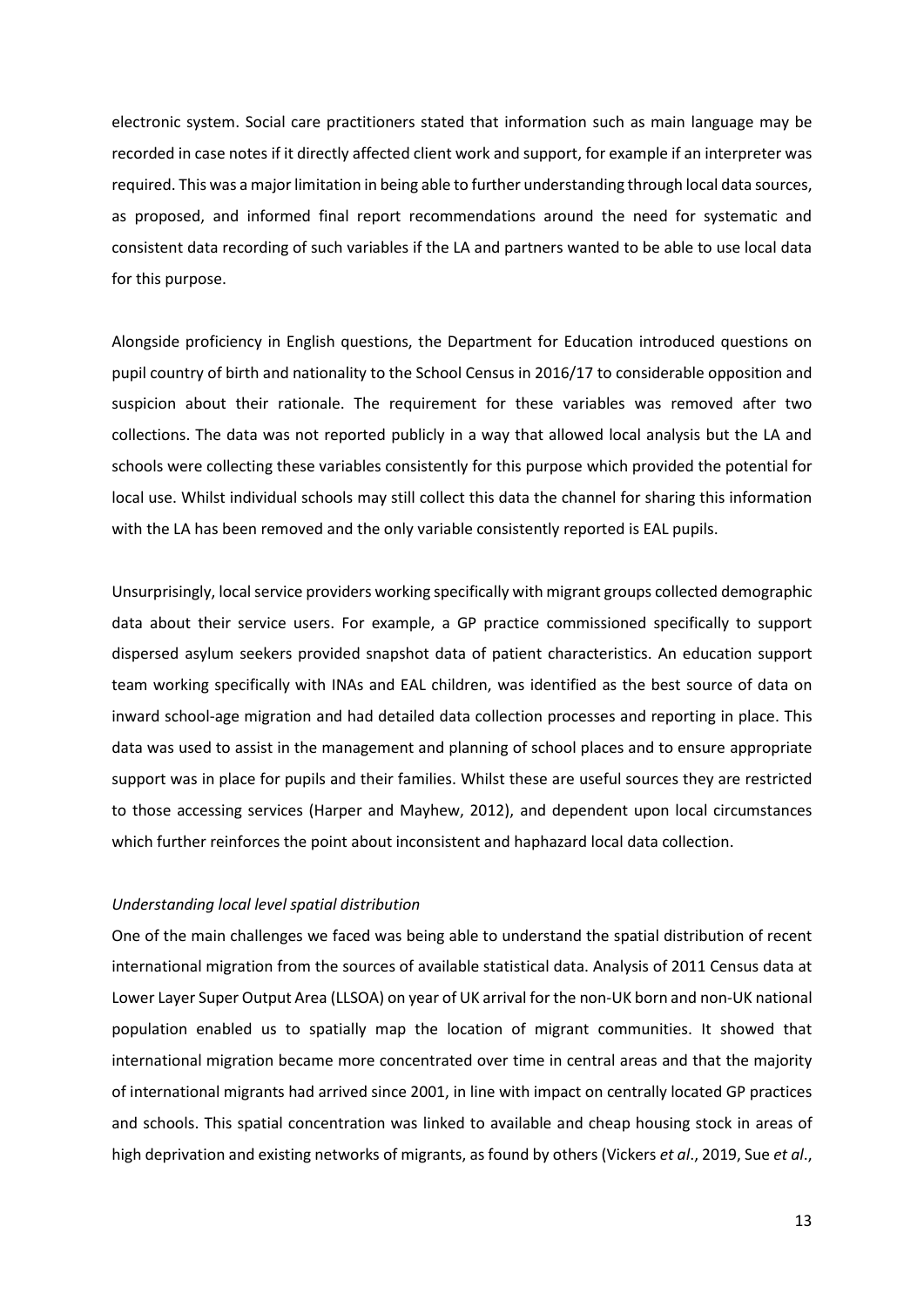electronic system. Social care practitioners stated that information such as main language may be recorded in case notes if it directly affected client work and support, for example if an interpreter was required. This was a major limitation in being able to further understanding through local data sources, as proposed, and informed final report recommendations around the need for systematic and consistent data recording of such variables if the LA and partners wanted to be able to use local data for this purpose.

Alongside proficiency in English questions, the Department for Education introduced questions on pupil country of birth and nationality to the School Census in 2016/17 to considerable opposition and suspicion about their rationale. The requirement for these variables was removed after two collections. The data was not reported publicly in a way that allowed local analysis but the LA and schools were collecting these variables consistently for this purpose which provided the potential for local use. Whilst individual schools may still collect this data the channel for sharing this information with the LA has been removed and the only variable consistently reported is EAL pupils.

Unsurprisingly, local service providers working specifically with migrant groups collected demographic data about their service users. For example, a GP practice commissioned specifically to support dispersed asylum seekers provided snapshot data of patient characteristics. An education support team working specifically with INAs and EAL children, was identified as the best source of data on inward school-age migration and had detailed data collection processes and reporting in place. This data was used to assist in the management and planning of school places and to ensure appropriate support was in place for pupils and their families. Whilst these are useful sources they are restricted to those accessing services (Harper and Mayhew, 2012), and dependent upon local circumstances which further reinforces the point about inconsistent and haphazard local data collection.

*Understanding local level spatial distribution*

One of the main challenges we faced was being able to understand the spatial distribution of recent international migration from the sources of available statistical data. Analysis of 2011 Census data at Lower Layer Super Output Area (LLSOA) on year of UK arrival for the non-UK born and non-UK national population enabled us to spatially map the location of migrant communities. It showed that international migration became more concentrated over time in central areas and that the majority of international migrants had arrived since 2001, in line with impact on centrally located GP practices and schools. This spatial concentration was linked to available and cheap housing stock in areas of high deprivation and existing networks of migrants, as found by others (Vickers *et al*., 2019, Sue *et al*.,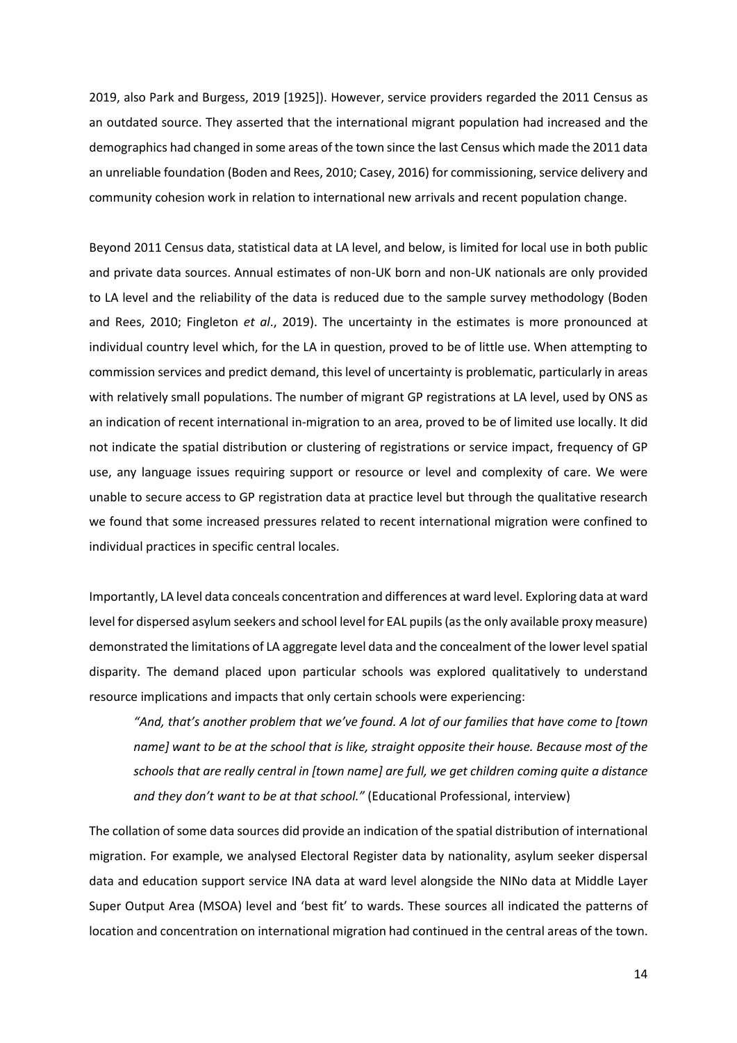2019, also Park and Burgess, 2019 [1925]). However, service providers regarded the 2011 Census as an outdated source. They asserted that the international migrant population had increased and the demographics had changed in some areas of the town since the last Census which made the 2011 data an unreliable foundation (Boden and Rees, 2010; Casey, 2016) for commissioning, service delivery and community cohesion work in relation to international new arrivals and recent population change.

Beyond 2011 Census data, statistical data at LA level, and below, is limited for local use in both public and private data sources. Annual estimates of non-UK born and non-UK nationals are only provided to LA level and the reliability of the data is reduced due to the sample survey methodology (Boden and Rees, 2010; Fingleton *et al*., 2019). The uncertainty in the estimates is more pronounced at individual country level which, for the LA in question, proved to be of little use. When attempting to commission services and predict demand, this level of uncertainty is problematic, particularly in areas with relatively small populations. The number of migrant GP registrations at LA level, used by ONS as an indication of recent international in-migration to an area, proved to be of limited use locally. It did not indicate the spatial distribution or clustering of registrations or service impact, frequency of GP use, any language issues requiring support or resource or level and complexity of care. We were unable to secure access to GP registration data at practice level but through the qualitative research we found that some increased pressures related to recent international migration were confined to individual practices in specific central locales.

Importantly, LA level data conceals concentration and differences at ward level. Exploring data at ward level for dispersed asylum seekers and school level for EAL pupils (as the only available proxy measure) demonstrated the limitations of LA aggregate level data and the concealment of the lower level spatial disparity. The demand placed upon particular schools was explored qualitatively to understand resource implications and impacts that only certain schools were experiencing:

> *"And, that's another problem that we've found. A lot of our families that have come to [town name] want to be at the school that is like, straight opposite their house. Because most of the schools that are really central in [town name] are full, we get children coming quite a distance and they don't want to be at that school."* (Educational Professional, interview)

The collation of some data sources did provide an indication of the spatial distribution of international migration. For example, we analysed Electoral Register data by nationality, asylum seeker dispersal data and education support service INA data at ward level alongside the NINo data at Middle Layer Super Output Area (MSOA) level and 'best fit' to wards. These sources all indicated the patterns of location and concentration on international migration had continued in the central areas of the town.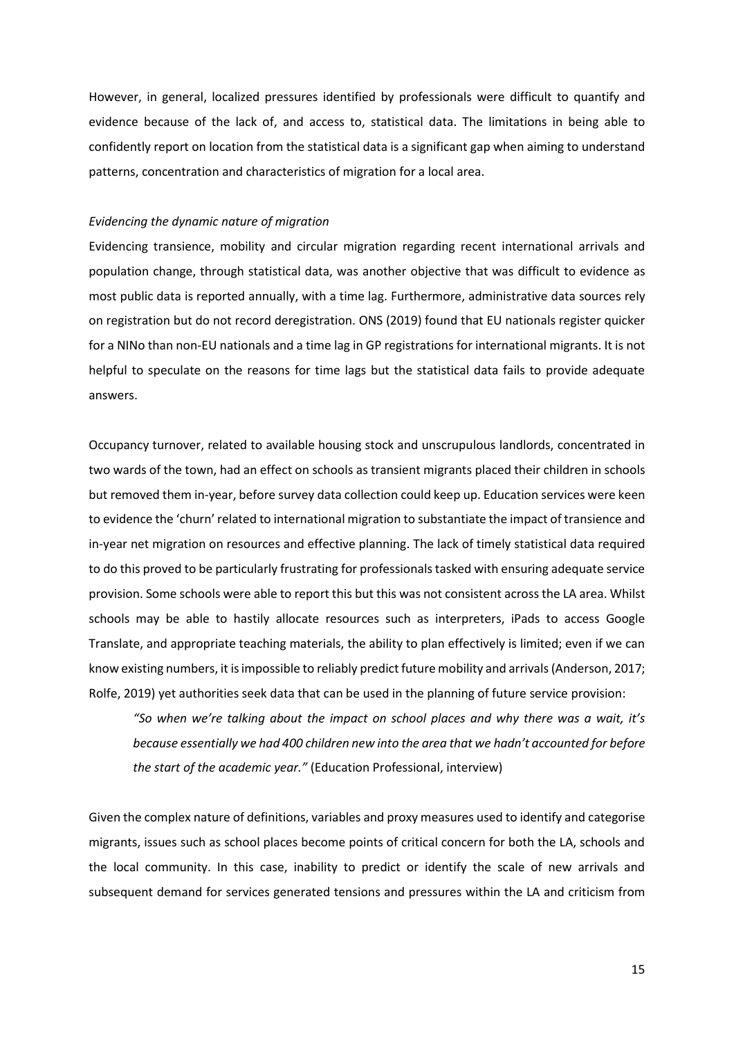However, in general, localized pressures identified by professionals were difficult to quantify and evidence because of the lack of, and access to, statistical data. The limitations in being able to confidently report on location from the statistical data is a significant gap when aiming to understand patterns, concentration and characteristics of migration for a local area.

*Evidencing the dynamic nature of migration*

Evidencing transience, mobility and circular migration regarding recent international arrivals and population change, through statistical data, was another objective that was difficult to evidence as most public data is reported annually, with a time lag. Furthermore, administrative data sources rely on registration but do not record deregistration. ONS (2019) found that EU nationals register quicker for a NINo than non-EU nationals and a time lag in GP registrations for international migrants. It is not helpful to speculate on the reasons for time lags but the statistical data fails to provide adequate answers.

Occupancy turnover, related to available housing stock and unscrupulous landlords, concentrated in two wards of the town, had an effect on schools as transient migrants placed their children in schools but removed them in-year, before survey data collection could keep up. Education services were keen to evidence the 'churn' related to international migration to substantiate the impact of transience and in-year net migration on resources and effective planning. The lack of timely statistical data required to do this proved to be particularly frustrating for professionals tasked with ensuring adequate service provision. Some schools were able to report this but this was not consistent across the LA area. Whilst schools may be able to hastily allocate resources such as interpreters, iPads to access Google Translate, and appropriate teaching materials, the ability to plan effectively is limited; even if we can know existing numbers, it is impossible to reliably predict future mobility and arrivals (Anderson, 2017; Rolfe, 2019) yet authorities seek data that can be used in the planning of future service provision:

> *"So when we're talking about the impact on school places and why there was a wait, it's because essentially we had 400 children new into the area that we hadn't accounted for before the start of the academic year."* (Education Professional, interview)

Given the complex nature of definitions, variables and proxy measures used to identify and categorise migrants, issues such as school places become points of critical concern for both the LA, schools and the local community. In this case, inability to predict or identify the scale of new arrivals and subsequent demand for services generated tensions and pressures within the LA and criticism from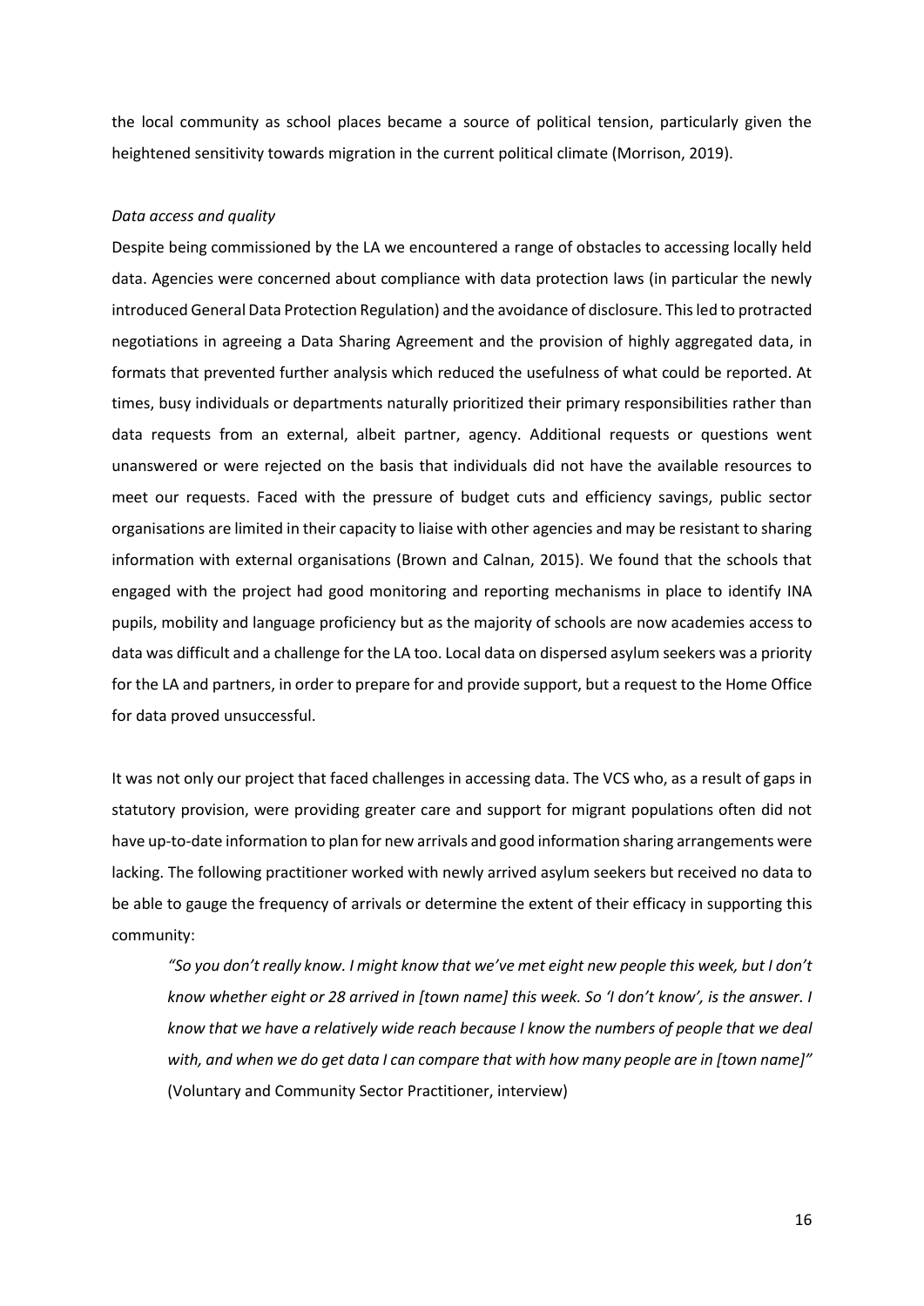the local community as school places became a source of political tension, particularly given the heightened sensitivity towards migration in the current political climate (Morrison, 2019).

*Data access and quality*

Despite being commissioned by the LA we encountered a range of obstacles to accessing locally held data. Agencies were concerned about compliance with data protection laws (in particular the newly introduced General Data Protection Regulation) and the avoidance of disclosure. This led to protracted negotiations in agreeing a Data Sharing Agreement and the provision of highly aggregated data, in formats that prevented further analysis which reduced the usefulness of what could be reported. At times, busy individuals or departments naturally prioritized their primary responsibilities rather than data requests from an external, albeit partner, agency. Additional requests or questions went unanswered or were rejected on the basis that individuals did not have the available resources to meet our requests. Faced with the pressure of budget cuts and efficiency savings, public sector organisations are limited in their capacity to liaise with other agencies and may be resistant to sharing information with external organisations (Brown and Calnan, 2015). We found that the schools that engaged with the project had good monitoring and reporting mechanisms in place to identify INA pupils, mobility and language proficiency but as the majority of schools are now academies access to data was difficult and a challenge for the LA too. Local data on dispersed asylum seekers was a priority for the LA and partners, in order to prepare for and provide support, but a request to the Home Office for data proved unsuccessful.

It was not only our project that faced challenges in accessing data. The VCS who, as a result of gaps in statutory provision, were providing greater care and support for migrant populations often did not have up-to-date information to plan for new arrivals and good information sharing arrangements were lacking. The following practitioner worked with newly arrived asylum seekers but received no data to be able to gauge the frequency of arrivals or determine the extent of their efficacy in supporting this community:

> *"So you don't really know. I might know that we've met eight new people this week, but I don't know whether eight or 28 arrived in [town name] this week. So 'I don't know', is the answer. I know that we have a relatively wide reach because I know the numbers of people that we deal with, and when we do get data I can compare that with how many people are in [town name]"*
> (Voluntary and Community Sector Practitioner, interview)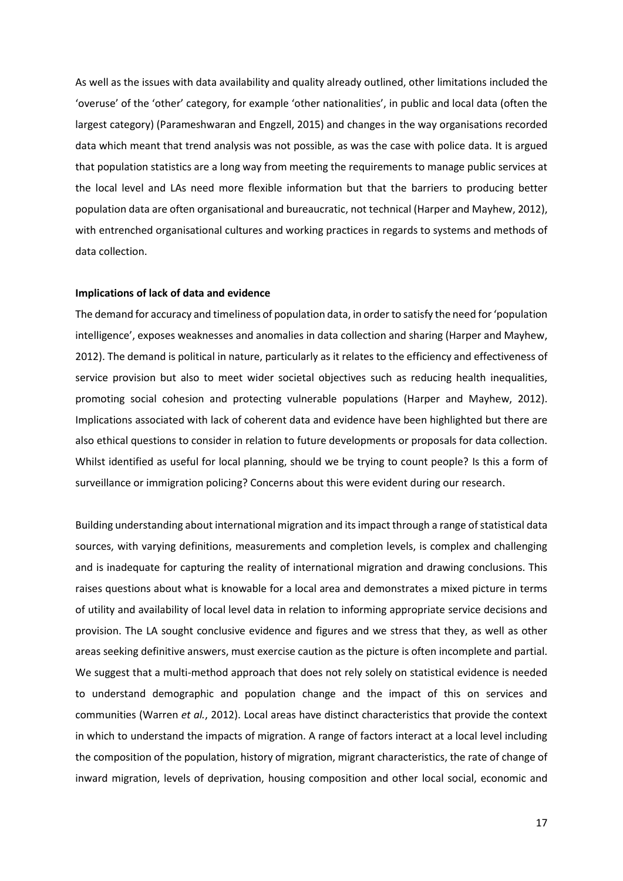As well as the issues with data availability and quality already outlined, other limitations included the 'overuse' of the 'other' category, for example 'other nationalities', in public and local data (often the largest category) (Parameshwaran and Engzell, 2015) and changes in the way organisations recorded data which meant that trend analysis was not possible, as was the case with police data. It is argued that population statistics are a long way from meeting the requirements to manage public services at the local level and LAs need more flexible information but that the barriers to producing better population data are often organisational and bureaucratic, not technical (Harper and Mayhew, 2012), with entrenched organisational cultures and working practices in regards to systems and methods of data collection.

**Implications of lack of data and evidence**

The demand for accuracy and timeliness of population data, in order to satisfy the need for 'population intelligence', exposes weaknesses and anomalies in data collection and sharing (Harper and Mayhew, 2012). The demand is political in nature, particularly as it relates to the efficiency and effectiveness of service provision but also to meet wider societal objectives such as reducing health inequalities, promoting social cohesion and protecting vulnerable populations (Harper and Mayhew, 2012). Implications associated with lack of coherent data and evidence have been highlighted but there are also ethical questions to consider in relation to future developments or proposals for data collection. Whilst identified as useful for local planning, should we be trying to count people? Is this a form of surveillance or immigration policing? Concerns about this were evident during our research.

Building understanding about international migration and its impact through a range of statistical data sources, with varying definitions, measurements and completion levels, is complex and challenging and is inadequate for capturing the reality of international migration and drawing conclusions. This raises questions about what is knowable for a local area and demonstrates a mixed picture in terms of utility and availability of local level data in relation to informing appropriate service decisions and provision. The LA sought conclusive evidence and figures and we stress that they, as well as other areas seeking definitive answers, must exercise caution as the picture is often incomplete and partial. We suggest that a multi-method approach that does not rely solely on statistical evidence is needed to understand demographic and population change and the impact of this on services and communities (Warren *et al.*, 2012). Local areas have distinct characteristics that provide the context in which to understand the impacts of migration. A range of factors interact at a local level including the composition of the population, history of migration, migrant characteristics, the rate of change of inward migration, levels of deprivation, housing composition and other local social, economic and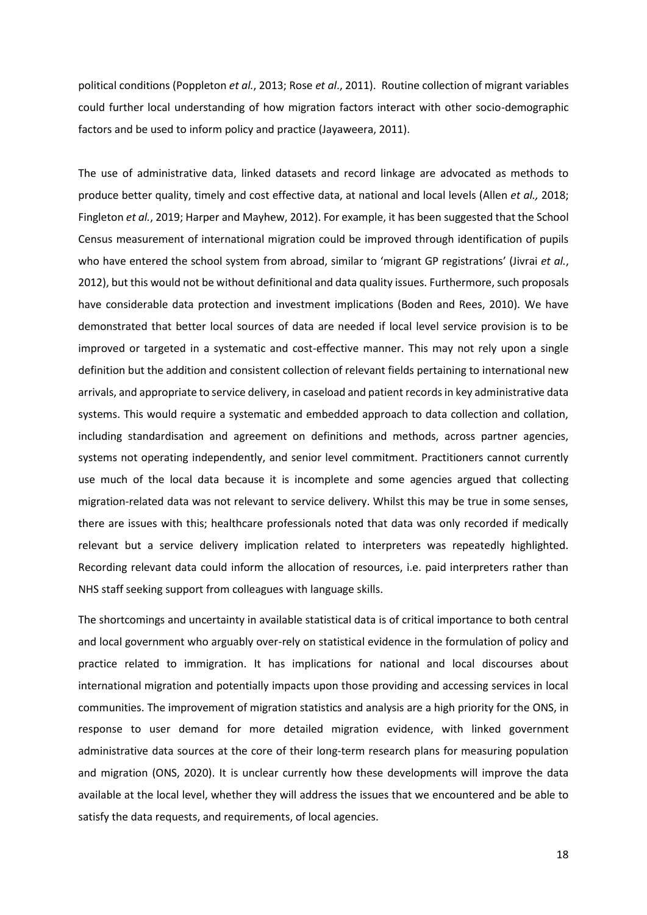political conditions (Poppleton *et al.*, 2013; Rose *et al*., 2011). Routine collection of migrant variables could further local understanding of how migration factors interact with other socio-demographic factors and be used to inform policy and practice (Jayaweera, 2011).

The use of administrative data, linked datasets and record linkage are advocated as methods to produce better quality, timely and cost effective data, at national and local levels (Allen *et al.,* 2018; Fingleton *et al.*, 2019; Harper and Mayhew, 2012). For example, it has been suggested that the School Census measurement of international migration could be improved through identification of pupils who have entered the school system from abroad, similar to 'migrant GP registrations' (Jivrai *et al.*, 2012), but this would not be without definitional and data quality issues. Furthermore, such proposals have considerable data protection and investment implications (Boden and Rees, 2010). We have demonstrated that better local sources of data are needed if local level service provision is to be improved or targeted in a systematic and cost-effective manner. This may not rely upon a single definition but the addition and consistent collection of relevant fields pertaining to international new arrivals, and appropriate to service delivery, in caseload and patient records in key administrative data systems. This would require a systematic and embedded approach to data collection and collation, including standardisation and agreement on definitions and methods, across partner agencies, systems not operating independently, and senior level commitment. Practitioners cannot currently use much of the local data because it is incomplete and some agencies argued that collecting migration-related data was not relevant to service delivery. Whilst this may be true in some senses, there are issues with this; healthcare professionals noted that data was only recorded if medically relevant but a service delivery implication related to interpreters was repeatedly highlighted. Recording relevant data could inform the allocation of resources, i.e. paid interpreters rather than NHS staff seeking support from colleagues with language skills.

The shortcomings and uncertainty in available statistical data is of critical importance to both central and local government who arguably over-rely on statistical evidence in the formulation of policy and practice related to immigration. It has implications for national and local discourses about international migration and potentially impacts upon those providing and accessing services in local communities. The improvement of migration statistics and analysis are a high priority for the ONS, in response to user demand for more detailed migration evidence, with linked government administrative data sources at the core of their long-term research plans for measuring population and migration (ONS, 2020). It is unclear currently how these developments will improve the data available at the local level, whether they will address the issues that we encountered and be able to satisfy the data requests, and requirements, of local agencies.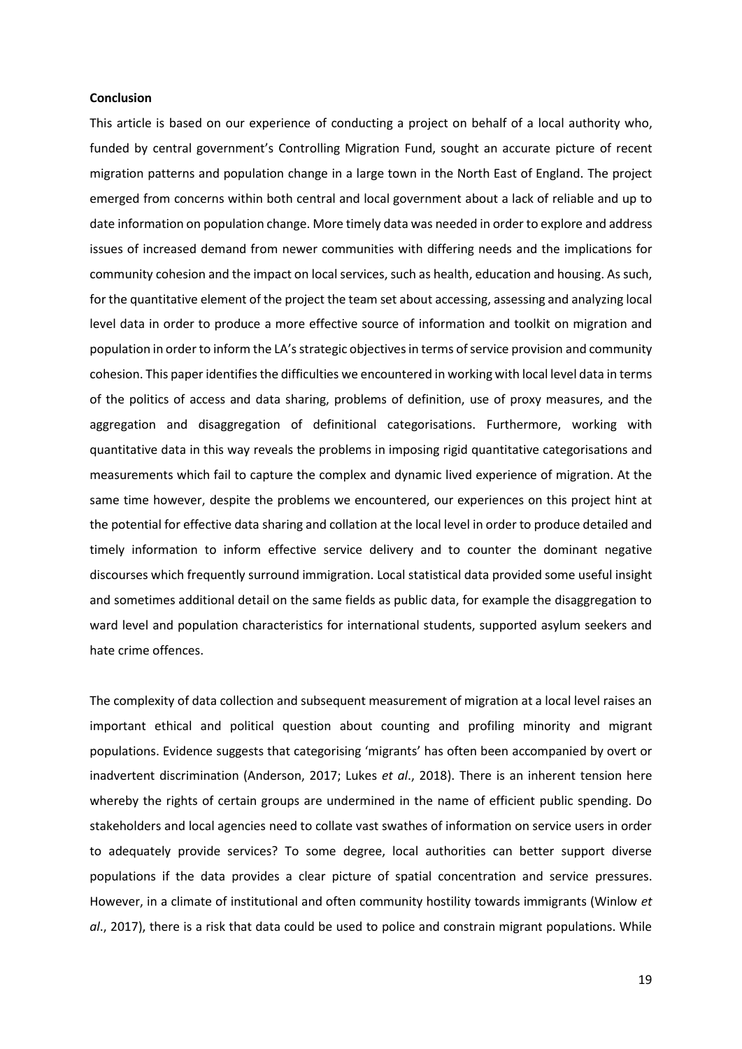**Conclusion**

This article is based on our experience of conducting a project on behalf of a local authority who, funded by central government's Controlling Migration Fund, sought an accurate picture of recent migration patterns and population change in a large town in the North East of England. The project emerged from concerns within both central and local government about a lack of reliable and up to date information on population change. More timely data was needed in order to explore and address issues of increased demand from newer communities with differing needs and the implications for community cohesion and the impact on local services, such as health, education and housing. As such, for the quantitative element of the project the team set about accessing, assessing and analyzing local level data in order to produce a more effective source of information and toolkit on migration and population in order to inform the LA's strategic objectives in terms of service provision and community cohesion. This paper identifies the difficulties we encountered in working with local level data in terms of the politics of access and data sharing, problems of definition, use of proxy measures, and the aggregation and disaggregation of definitional categorisations. Furthermore, working with quantitative data in this way reveals the problems in imposing rigid quantitative categorisations and measurements which fail to capture the complex and dynamic lived experience of migration. At the same time however, despite the problems we encountered, our experiences on this project hint at the potential for effective data sharing and collation at the local level in order to produce detailed and timely information to inform effective service delivery and to counter the dominant negative discourses which frequently surround immigration. Local statistical data provided some useful insight and sometimes additional detail on the same fields as public data, for example the disaggregation to ward level and population characteristics for international students, supported asylum seekers and hate crime offences.

The complexity of data collection and subsequent measurement of migration at a local level raises an important ethical and political question about counting and profiling minority and migrant populations. Evidence suggests that categorising 'migrants' has often been accompanied by overt or inadvertent discrimination (Anderson, 2017; Lukes *et al*., 2018). There is an inherent tension here whereby the rights of certain groups are undermined in the name of efficient public spending. Do stakeholders and local agencies need to collate vast swathes of information on service users in order to adequately provide services? To some degree, local authorities can better support diverse populations if the data provides a clear picture of spatial concentration and service pressures. However, in a climate of institutional and often community hostility towards immigrants (Winlow *et al*., 2017), there is a risk that data could be used to police and constrain migrant populations. While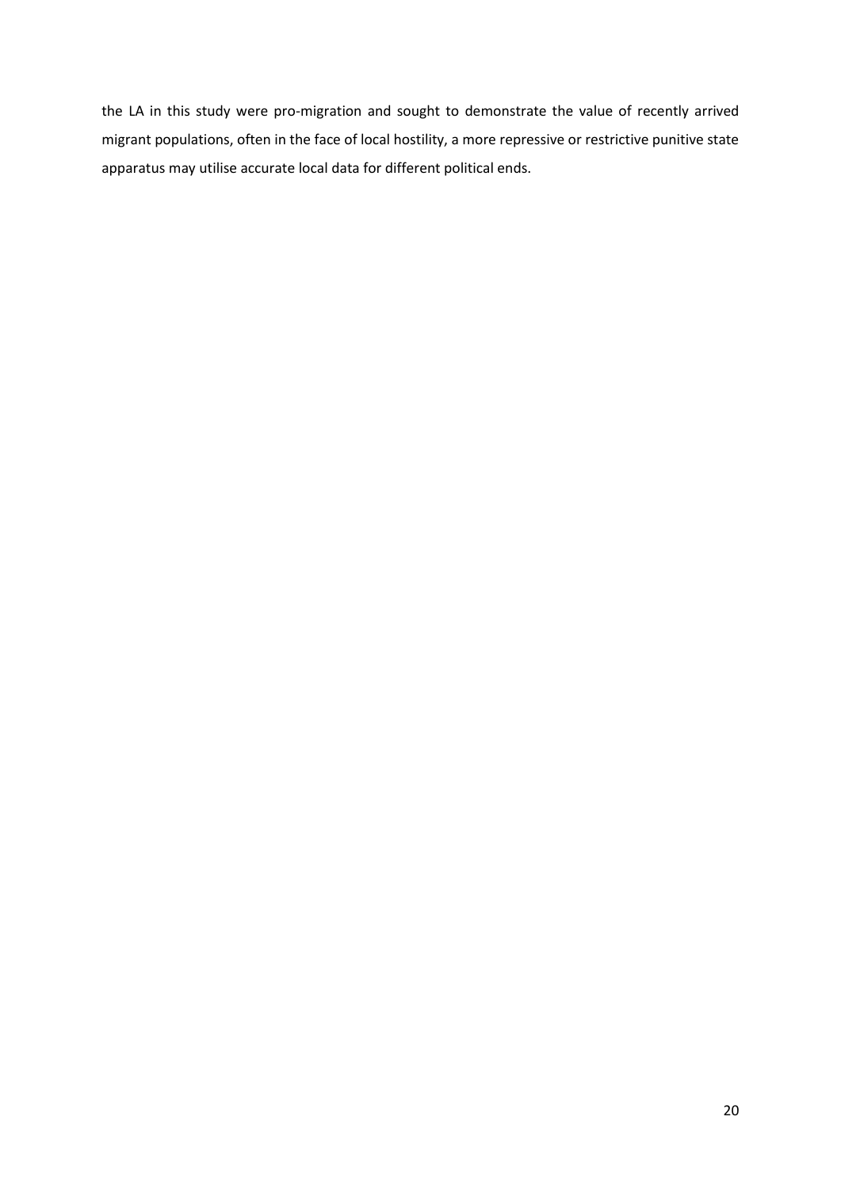the LA in this study were pro-migration and sought to demonstrate the value of recently arrived migrant populations, often in the face of local hostility, a more repressive or restrictive punitive state apparatus may utilise accurate local data for different political ends.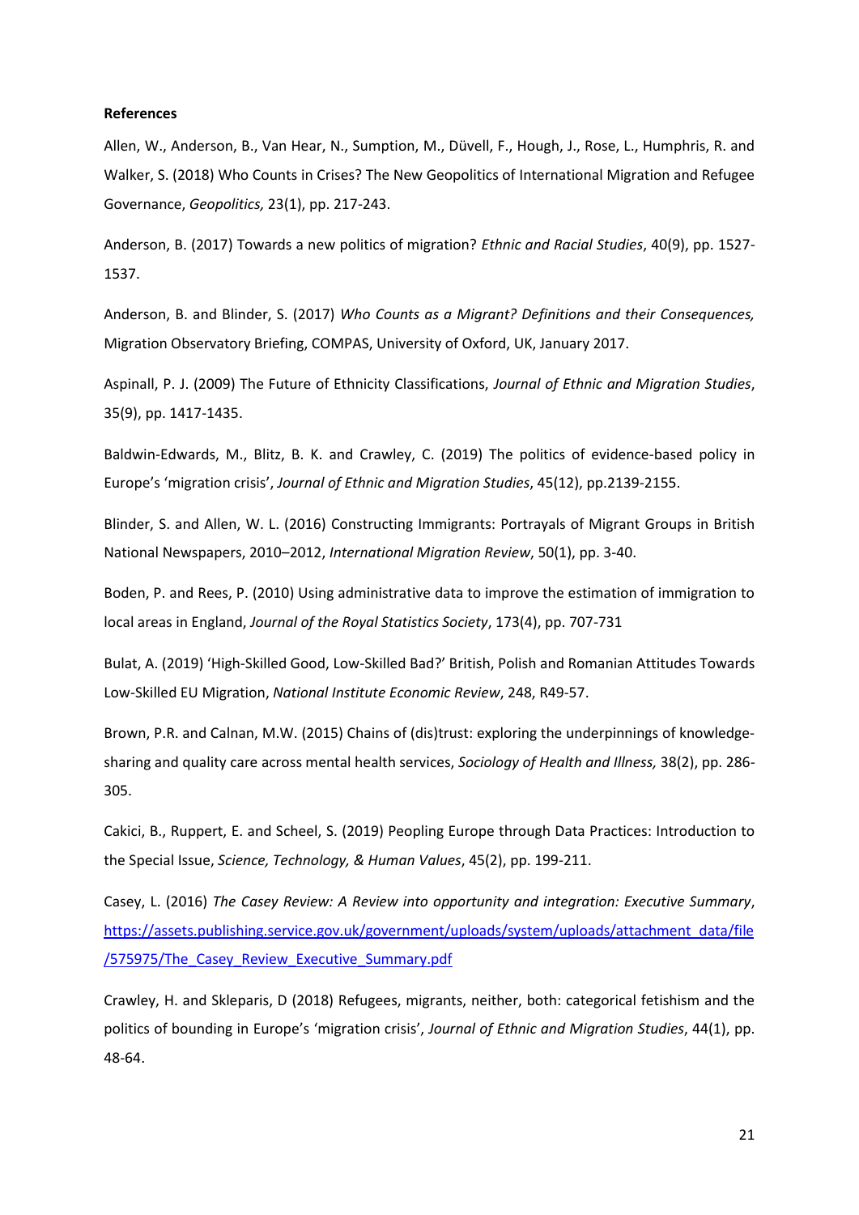**References**

Allen, W., Anderson, B., Van Hear, N., Sumption, M., Düvell, F., Hough, J., Rose, L., Humphris, R. and Walker, S. (2018) Who Counts in Crises? The New Geopolitics of International Migration and Refugee Governance, *Geopolitics,* 23(1), pp. 217-243.

Anderson, B. (2017) Towards a new politics of migration? *Ethnic and Racial Studies*, 40(9), pp. 1527-1537.

Anderson, B. and Blinder, S. (2017) *Who Counts as a Migrant? Definitions and their Consequences,* Migration Observatory Briefing, COMPAS, University of Oxford, UK, January 2017.

Aspinall, P. J. (2009) The Future of Ethnicity Classifications, *Journal of Ethnic and Migration Studies*, 35(9), pp. 1417-1435.

Baldwin-Edwards, M., Blitz, B. K. and Crawley, C. (2019) The politics of evidence-based policy in Europe's 'migration crisis', *Journal of Ethnic and Migration Studies*, 45(12), pp.2139-2155.

Blinder, S. and Allen, W. L. (2016) Constructing Immigrants: Portrayals of Migrant Groups in British National Newspapers, 2010–2012, *International Migration Review*, 50(1), pp. 3-40.

Boden, P. and Rees, P. (2010) Using administrative data to improve the estimation of immigration to local areas in England, *Journal of the Royal Statistics Society*, 173(4), pp. 707-731

Bulat, A. (2019) 'High-Skilled Good, Low-Skilled Bad?' British, Polish and Romanian Attitudes Towards Low-Skilled EU Migration, *National Institute Economic Review*, 248, R49-57.

Brown, P.R. and Calnan, M.W. (2015) Chains of (dis)trust: exploring the underpinnings of knowledge-sharing and quality care across mental health services, *Sociology of Health and Illness,* 38(2), pp. 286-305.

Cakici, B., Ruppert, E. and Scheel, S. (2019) Peopling Europe through Data Practices: Introduction to the Special Issue, *Science, Technology, & Human Values*, 45(2), pp. 199-211.

Casey, L. (2016) *The Casey Review: A Review into opportunity and integration: Executive Summary*, https://assets.publishing.service.gov.uk/government/uploads/system/uploads/attachment_data/file/575975/The_Casey_Review_Executive_Summary.pdf

Crawley, H. and Skleparis, D (2018) Refugees, migrants, neither, both: categorical fetishism and the politics of bounding in Europe's 'migration crisis', *Journal of Ethnic and Migration Studies*, 44(1), pp. 48-64.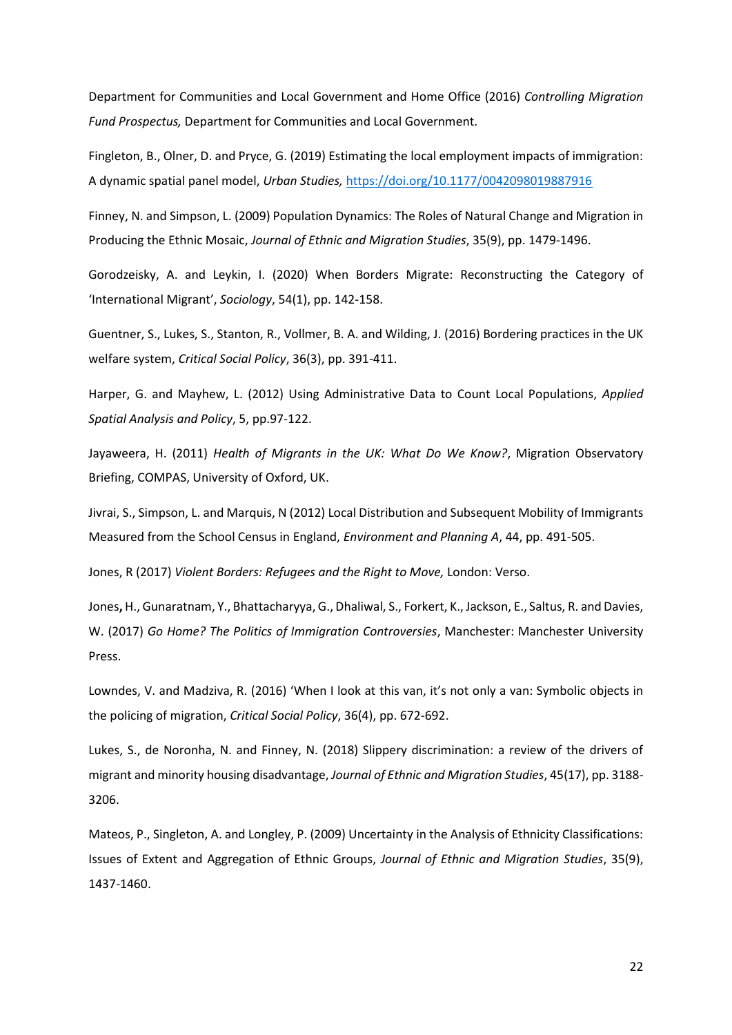Department for Communities and Local Government and Home Office (2016) *Controlling Migration Fund Prospectus,* Department for Communities and Local Government.

Fingleton, B., Olner, D. and Pryce, G. (2019) Estimating the local employment impacts of immigration: A dynamic spatial panel model, *Urban Studies,* https://doi.org/10.1177/0042098019887916

Finney, N. and Simpson, L. (2009) Population Dynamics: The Roles of Natural Change and Migration in Producing the Ethnic Mosaic, *Journal of Ethnic and Migration Studies*, 35(9), pp. 1479-1496.

Gorodzeisky, A. and Leykin, I. (2020) When Borders Migrate: Reconstructing the Category of 'International Migrant', *Sociology*, 54(1), pp. 142-158.

Guentner, S., Lukes, S., Stanton, R., Vollmer, B. A. and Wilding, J. (2016) Bordering practices in the UK welfare system, *Critical Social Policy*, 36(3), pp. 391-411.

Harper, G. and Mayhew, L. (2012) Using Administrative Data to Count Local Populations, *Applied Spatial Analysis and Policy*, 5, pp.97-122.

Jayaweera, H. (2011) *Health of Migrants in the UK: What Do We Know?*, Migration Observatory Briefing, COMPAS, University of Oxford, UK.

Jivrai, S., Simpson, L. and Marquis, N (2012) Local Distribution and Subsequent Mobility of Immigrants Measured from the School Census in England, *Environment and Planning A*, 44, pp. 491-505.

Jones, R (2017) *Violent Borders: Refugees and the Right to Move,* London: Verso.

Jones**,** H., Gunaratnam, Y., Bhattacharyya, G., Dhaliwal, S., Forkert, K., Jackson, E., Saltus, R. and Davies, W. (2017) *Go Home? The Politics of Immigration Controversies*, Manchester: Manchester University Press.

Lowndes, V. and Madziva, R. (2016) 'When I look at this van, it's not only a van: Symbolic objects in the policing of migration, *Critical Social Policy*, 36(4), pp. 672-692.

Lukes, S., de Noronha, N. and Finney, N. (2018) Slippery discrimination: a review of the drivers of migrant and minority housing disadvantage, *Journal of Ethnic and Migration Studies*, 45(17), pp. 3188-3206.

Mateos, P., Singleton, A. and Longley, P. (2009) Uncertainty in the Analysis of Ethnicity Classifications: Issues of Extent and Aggregation of Ethnic Groups, *Journal of Ethnic and Migration Studies*, 35(9), 1437-1460.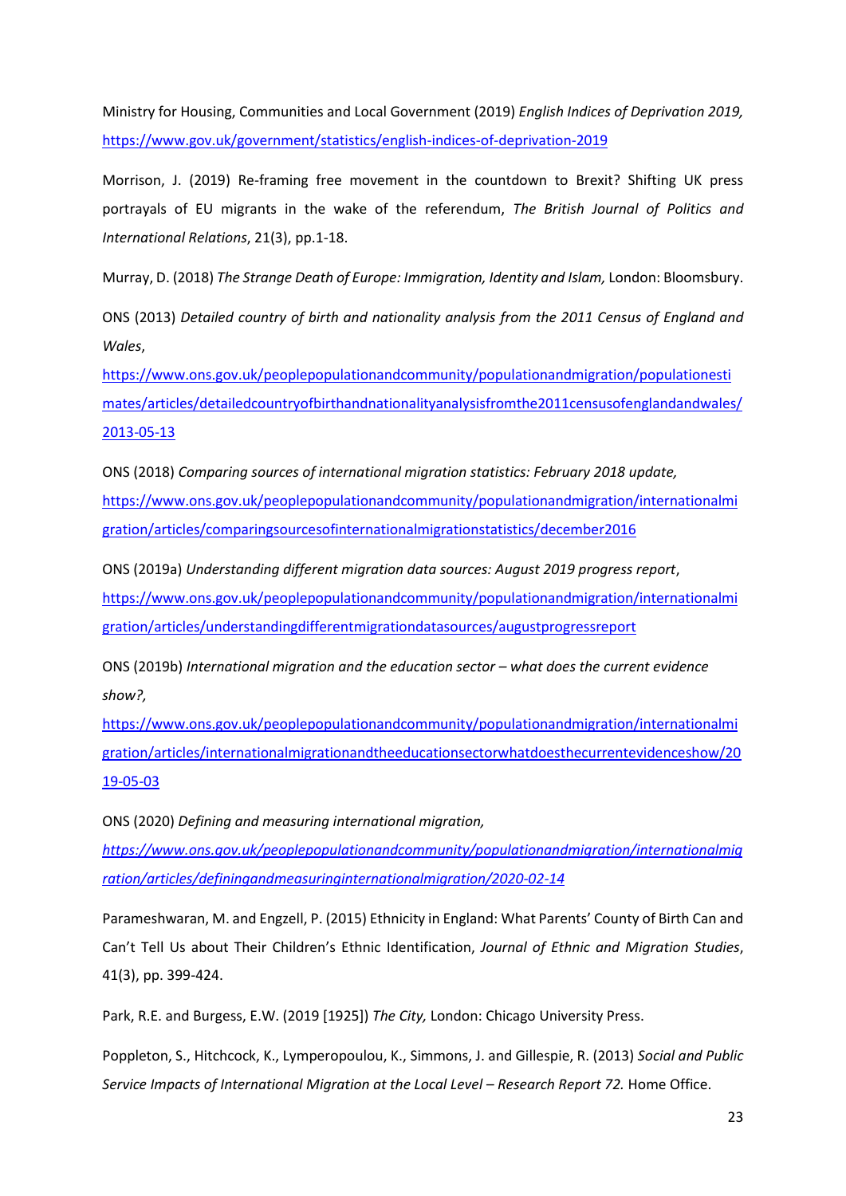Ministry for Housing, Communities and Local Government (2019) *English Indices of Deprivation 2019,* https://www.gov.uk/government/statistics/english-indices-of-deprivation-2019

Morrison, J. (2019) Re-framing free movement in the countdown to Brexit? Shifting UK press portrayals of EU migrants in the wake of the referendum, *The British Journal of Politics and International Relations*, 21(3), pp.1-18.

Murray, D. (2018) *The Strange Death of Europe: Immigration, Identity and Islam,* London: Bloomsbury.

ONS (2013) *Detailed country of birth and nationality analysis from the 2011 Census of England and Wales*, https://www.ons.gov.uk/peoplepopulationandcommunity/populationandmigration/populationestimates/articles/detailedcountryofbirthandnationalityanalysisfromthe2011censusofenglandandwales/2013-05-13

ONS (2018) *Comparing sources of international migration statistics: February 2018 update,* https://www.ons.gov.uk/peoplepopulationandcommunity/populationandmigration/internationalmigration/articles/comparingsourcesofinternationalmigrationstatistics/december2016

ONS (2019a) *Understanding different migration data sources: August 2019 progress report*, https://www.ons.gov.uk/peoplepopulationandcommunity/populationandmigration/internationalmigration/articles/understandingdifferentmigrationdatasources/augustprogressreport

ONS (2019b) *International migration and the education sector – what does the current evidence show?,* https://www.ons.gov.uk/peoplepopulationandcommunity/populationandmigration/internationalmigration/articles/internationalmigrationandtheeducationsectorwhatdoesthecurrentevidenceshow/2019-05-03

ONS (2020) *Defining and measuring international migration, https://www.ons.gov.uk/peoplepopulationandcommunity/populationandmigration/internationalmigration/articles/definingandmeasuringinternationalmigration/2020-02-14*

Parameshwaran, M. and Engzell, P. (2015) Ethnicity in England: What Parents' County of Birth Can and Can't Tell Us about Their Children's Ethnic Identification, *Journal of Ethnic and Migration Studies*, 41(3), pp. 399-424.

Park, R.E. and Burgess, E.W. (2019 [1925]) *The City,* London: Chicago University Press.

Poppleton, S., Hitchcock, K., Lymperopoulou, K., Simmons, J. and Gillespie, R. (2013) *Social and Public Service Impacts of International Migration at the Local Level – Research Report 72.* Home Office.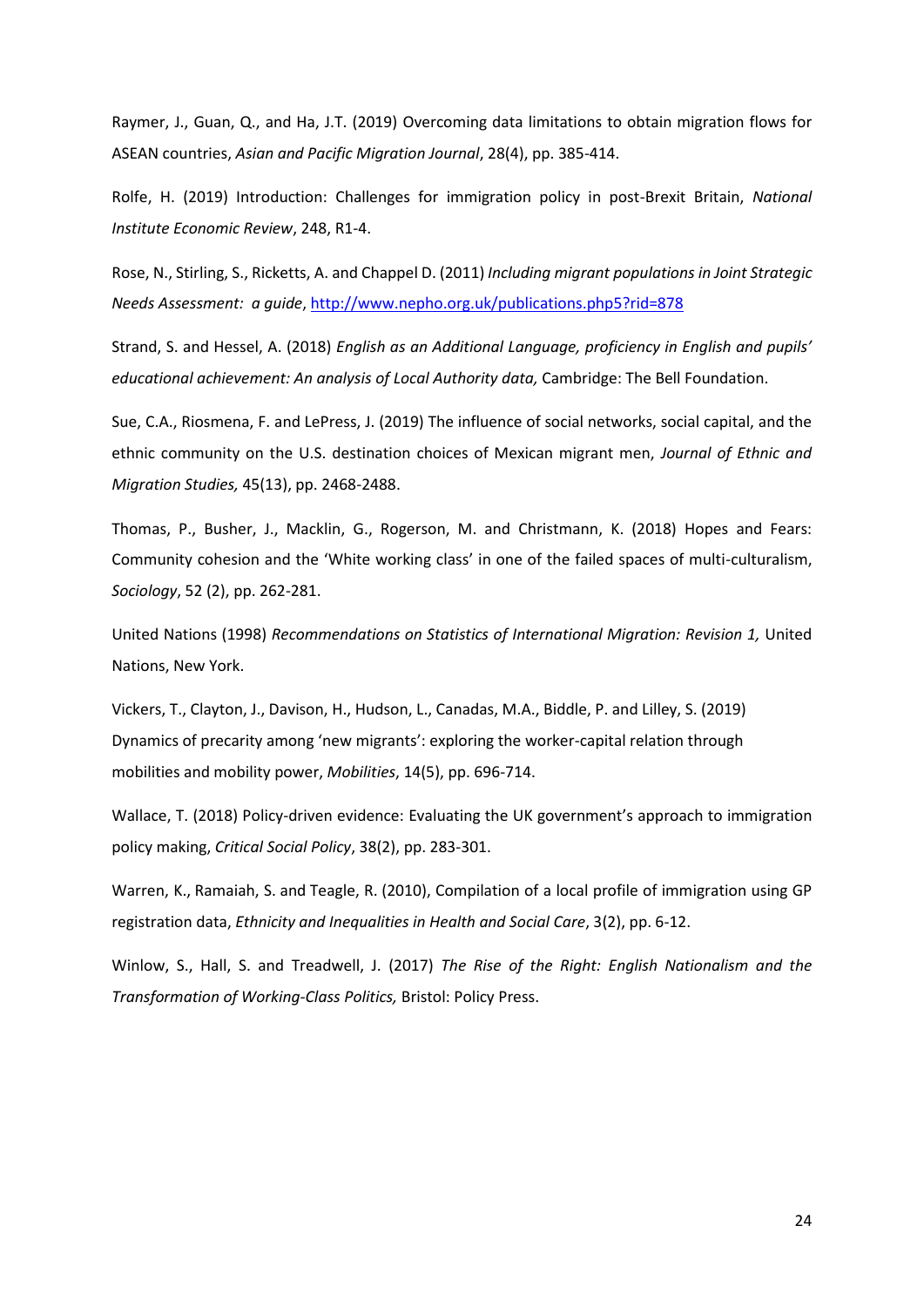Raymer, J., Guan, Q., and Ha, J.T. (2019) Overcoming data limitations to obtain migration flows for ASEAN countries, *Asian and Pacific Migration Journal*, 28(4), pp. 385-414.

Rolfe, H. (2019) Introduction: Challenges for immigration policy in post-Brexit Britain, *National Institute Economic Review*, 248, R1-4.

Rose, N., Stirling, S., Ricketts, A. and Chappel D. (2011) *Including migrant populations in Joint Strategic Needs Assessment: a guide*, http://www.nepho.org.uk/publications.php5?rid=878

Strand, S. and Hessel, A. (2018) *English as an Additional Language, proficiency in English and pupils' educational achievement: An analysis of Local Authority data,* Cambridge: The Bell Foundation.

Sue, C.A., Riosmena, F. and LePress, J. (2019) The influence of social networks, social capital, and the ethnic community on the U.S. destination choices of Mexican migrant men, *Journal of Ethnic and Migration Studies,* 45(13), pp. 2468-2488.

Thomas, P., Busher, J., Macklin, G., Rogerson, M. and Christmann, K. (2018) Hopes and Fears: Community cohesion and the 'White working class' in one of the failed spaces of multi-culturalism, *Sociology*, 52 (2), pp. 262-281.

United Nations (1998) *Recommendations on Statistics of International Migration: Revision 1,* United Nations, New York.

Vickers, T., Clayton, J., Davison, H., Hudson, L., Canadas, M.A., Biddle, P. and Lilley, S. (2019) Dynamics of precarity among 'new migrants': exploring the worker-capital relation through mobilities and mobility power, *Mobilities*, 14(5), pp. 696-714.

Wallace, T. (2018) Policy-driven evidence: Evaluating the UK government's approach to immigration policy making, *Critical Social Policy*, 38(2), pp. 283-301.

Warren, K., Ramaiah, S. and Teagle, R. (2010), Compilation of a local profile of immigration using GP registration data, *Ethnicity and Inequalities in Health and Social Care*, 3(2), pp. 6-12.

Winlow, S., Hall, S. and Treadwell, J. (2017) *The Rise of the Right: English Nationalism and the Transformation of Working-Class Politics,* Bristol: Policy Press.